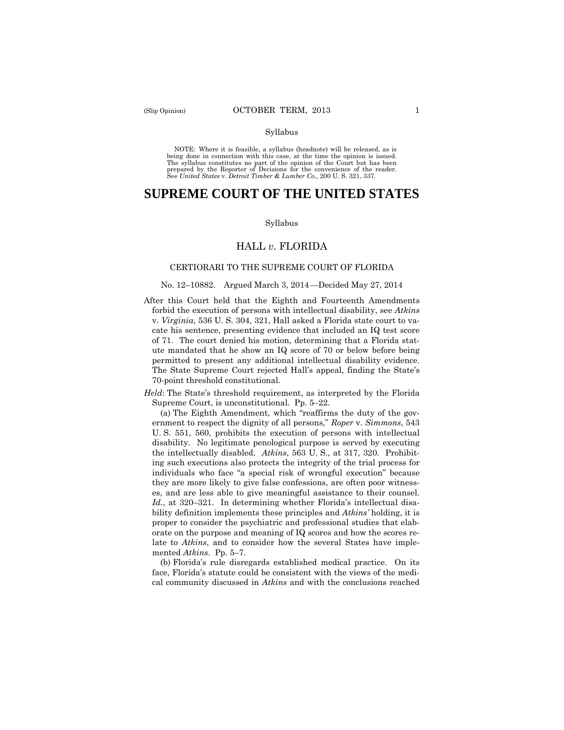Syllabus

NOTE: Where it is feasible, a syllabus (headnote) will be released, as is being done in connection with this case, at the time the opinion is issued. The syllabus constitutes no part of the opinion of the Court but has been prepared by the Reporter of Decisions for the convenience of the reader. See *United States* v. *Detroit Timber & Lumber Co.,* 200 U. S. 321, 337.

# SUPREME COURT OF THE UNITED STATES

Syllabus

## HALL *v*. FLORIDA

CERTIORARI TO THE SUPREME COURT OF FLORIDA

No. 12–10882. Argued March 3, 2014—Decided May 27, 2014

After this Court held that the Eighth and Fourteenth Amendments forbid the execution of persons with intellectual disability, see *Atkins* v. *Virginia*, 536 U. S. 304, 321, Hall asked a Florida state court to vacate his sentence, presenting evidence that included an IQ test score of 71. The court denied his motion, determining that a Florida statute mandated that he show an IQ score of 70 or below before being permitted to present any additional intellectual disability evidence. The State Supreme Court rejected Hall's appeal, finding the State's 70-point threshold constitutional.

*Held*: The State's threshold requirement, as interpreted by the Florida Supreme Court, is unconstitutional. Pp. 5–22.

(a) The Eighth Amendment, which "reaffirms the duty of the government to respect the dignity of all persons," *Roper* v. *Simmons*, 543 U. S. 551, 560, prohibits the execution of persons with intellectual disability. No legitimate penological purpose is served by executing the intellectually disabled. *Atkins*, 563 U. S., at 317, 320. Prohibiting such executions also protects the integrity of the trial process for individuals who face "a special risk of wrongful execution" because they are more likely to give false confessions, are often poor witnesses, and are less able to give meaningful assistance to their counsel. *Id.*, at 320–321. In determining whether Florida's intellectual disability definition implements these principles and *Atkins'* holding, it is proper to consider the psychiatric and professional studies that elaborate on the purpose and meaning of IQ scores and how the scores relate to *Atkins*, and to consider how the several States have implemented *Atkins*. Pp. 5–7.

(b) Florida's rule disregards established medical practice. On its face, Florida's statute could be consistent with the views of the medical community discussed in *Atkins* and with the conclusions reached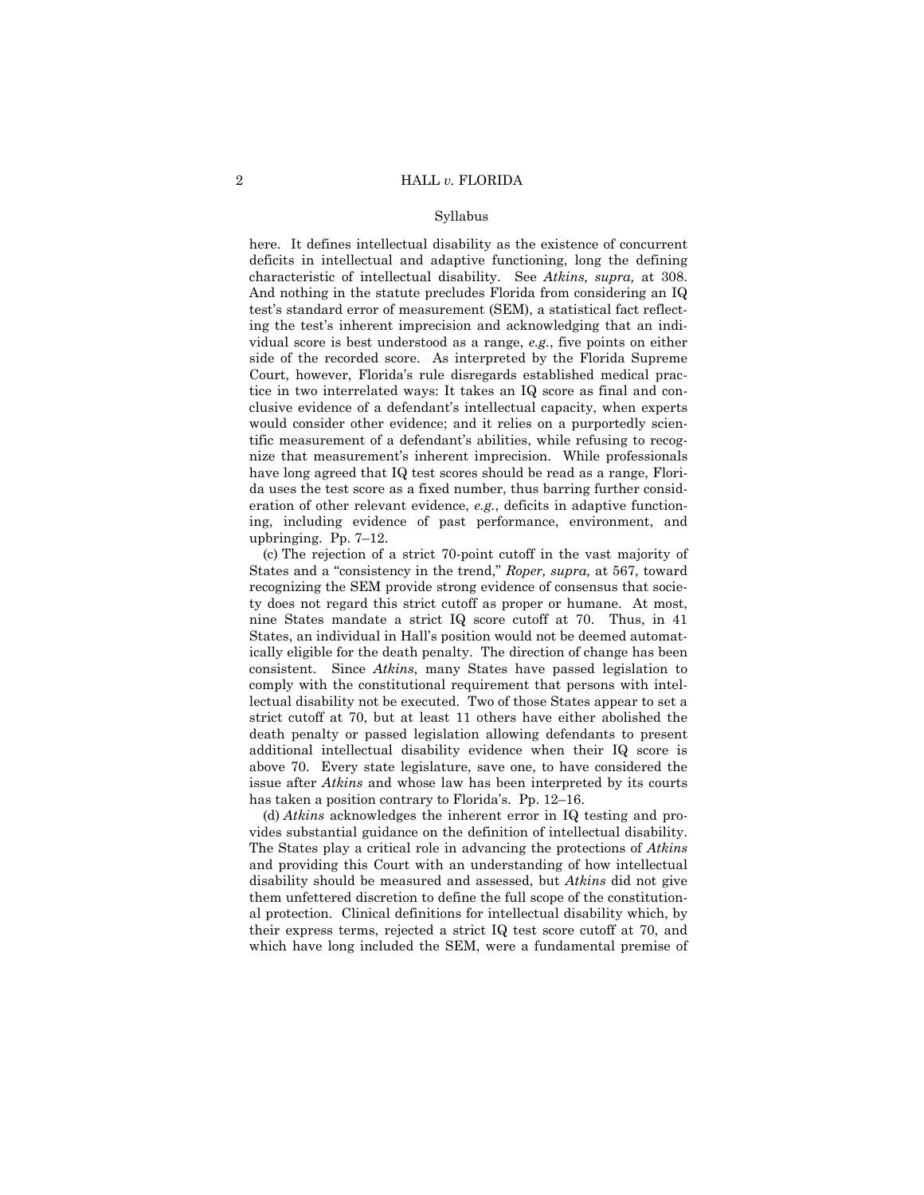Syllabus

here. It defines intellectual disability as the existence of concurrent deficits in intellectual and adaptive functioning, long the defining characteristic of intellectual disability. See *Atkins, supra,* at 308. And nothing in the statute precludes Florida from considering an IQ test's standard error of measurement (SEM), a statistical fact reflecting the test's inherent imprecision and acknowledging that an individual score is best understood as a range, *e.g.*, five points on either side of the recorded score. As interpreted by the Florida Supreme Court, however, Florida's rule disregards established medical practice in two interrelated ways: It takes an IQ score as final and conclusive evidence of a defendant's intellectual capacity, when experts would consider other evidence; and it relies on a purportedly scientific measurement of a defendant's abilities, while refusing to recognize that measurement's inherent imprecision. While professionals have long agreed that IQ test scores should be read as a range, Florida uses the test score as a fixed number, thus barring further consideration of other relevant evidence, *e.g.*, deficits in adaptive functioning, including evidence of past performance, environment, and upbringing. Pp. 7–12.

(c) The rejection of a strict 70-point cutoff in the vast majority of States and a "consistency in the trend," *Roper, supra,* at 567, toward recognizing the SEM provide strong evidence of consensus that society does not regard this strict cutoff as proper or humane. At most, nine States mandate a strict IQ score cutoff at 70. Thus, in 41 States, an individual in Hall's position would not be deemed automatically eligible for the death penalty. The direction of change has been consistent. Since *Atkins*, many States have passed legislation to comply with the constitutional requirement that persons with intellectual disability not be executed. Two of those States appear to set a strict cutoff at 70, but at least 11 others have either abolished the death penalty or passed legislation allowing defendants to present additional intellectual disability evidence when their IQ score is above 70. Every state legislature, save one, to have considered the issue after *Atkins* and whose law has been interpreted by its courts has taken a position contrary to Florida's. Pp. 12–16.

(d) *Atkins* acknowledges the inherent error in IQ testing and provides substantial guidance on the definition of intellectual disability. The States play a critical role in advancing the protections of *Atkins* and providing this Court with an understanding of how intellectual disability should be measured and assessed, but *Atkins* did not give them unfettered discretion to define the full scope of the constitutional protection. Clinical definitions for intellectual disability which, by their express terms, rejected a strict IQ test score cutoff at 70, and which have long included the SEM, were a fundamental premise of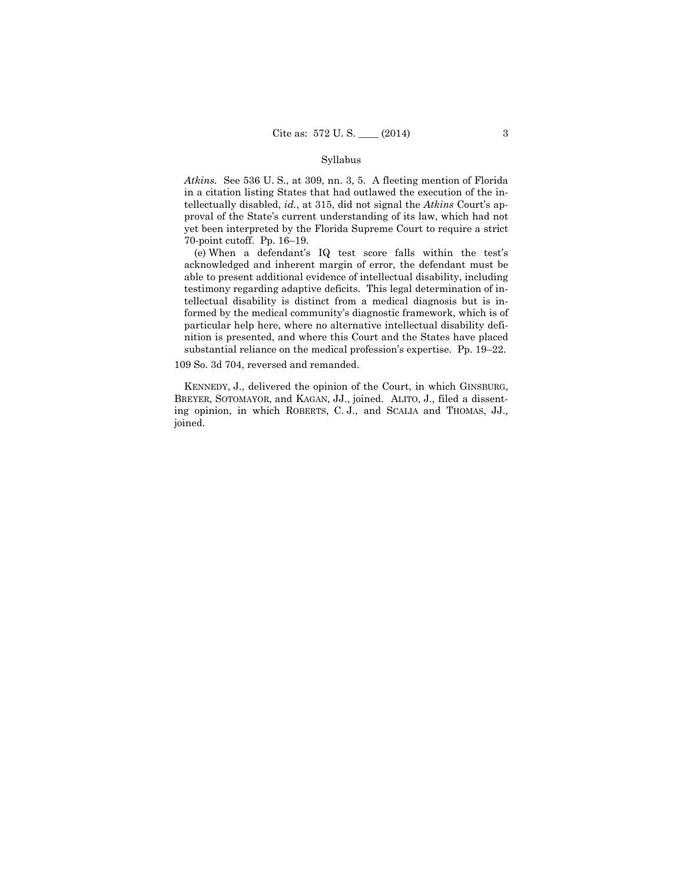Syllabus

*Atkins*. See 536 U. S., at 309, nn. 3, 5. A fleeting mention of Florida in a citation listing States that had outlawed the execution of the intellectually disabled, *id.*, at 315, did not signal the *Atkins* Court's approval of the State's current understanding of its law, which had not yet been interpreted by the Florida Supreme Court to require a strict 70-point cutoff. Pp. 16–19.

(e) When a defendant's IQ test score falls within the test's acknowledged and inherent margin of error, the defendant must be able to present additional evidence of intellectual disability, including testimony regarding adaptive deficits. This legal determination of intellectual disability is distinct from a medical diagnosis but is informed by the medical community's diagnostic framework, which is of particular help here, where no alternative intellectual disability definition is presented, and where this Court and the States have placed substantial reliance on the medical profession's expertise. Pp. 19–22.

109 So. 3d 704, reversed and remanded.

KENNEDY, J., delivered the opinion of the Court, in which GINSBURG, BREYER, SOTOMAYOR, and KAGAN, JJ., joined. ALITO, J., filed a dissenting opinion, in which ROBERTS, C. J., and SCALIA and THOMAS, JJ., joined.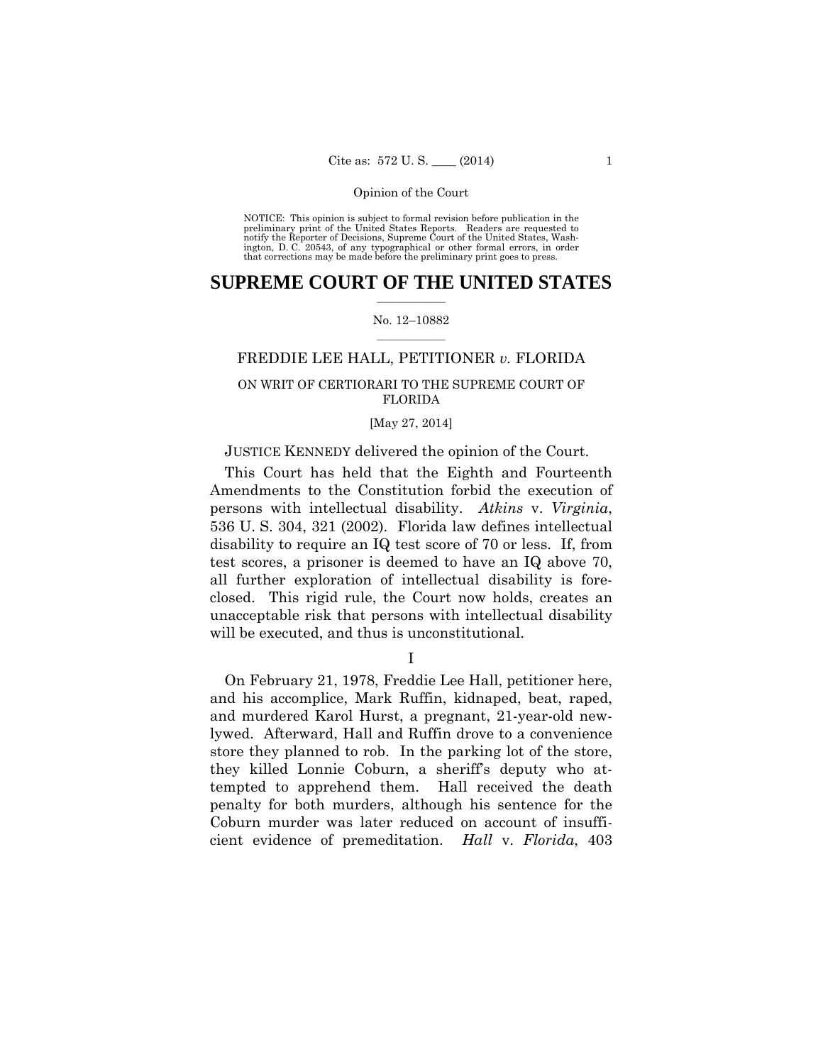NOTICE: This opinion is subject to formal revision before publication in the preliminary print of the United States Reports. Readers are requested to notify the Reporter of Decisions, Supreme Court of the United States, Washington, D. C. 20543, of any typographical or other formal errors, in order that corrections may be made before the preliminary print goes to press.

# SUPREME COURT OF THE UNITED STATES

No. 12–10882

FREDDIE LEE HALL, PETITIONER *v.* FLORIDA

ON WRIT OF CERTIORARI TO THE SUPREME COURT OF FLORIDA

[May 27, 2014]

JUSTICE KENNEDY delivered the opinion of the Court.

This Court has held that the Eighth and Fourteenth Amendments to the Constitution forbid the execution of persons with intellectual disability. *Atkins* v. *Virginia*, 536 U. S. 304, 321 (2002). Florida law defines intellectual disability to require an IQ test score of 70 or less. If, from test scores, a prisoner is deemed to have an IQ above 70, all further exploration of intellectual disability is foreclosed. This rigid rule, the Court now holds, creates an unacceptable risk that persons with intellectual disability will be executed, and thus is unconstitutional.

## I

On February 21, 1978, Freddie Lee Hall, petitioner here, and his accomplice, Mark Ruffin, kidnaped, beat, raped, and murdered Karol Hurst, a pregnant, 21-year-old newlywed. Afterward, Hall and Ruffin drove to a convenience store they planned to rob. In the parking lot of the store, they killed Lonnie Coburn, a sheriff's deputy who attempted to apprehend them. Hall received the death penalty for both murders, although his sentence for the Coburn murder was later reduced on account of insufficient evidence of premeditation. *Hall* v. *Florida*, 403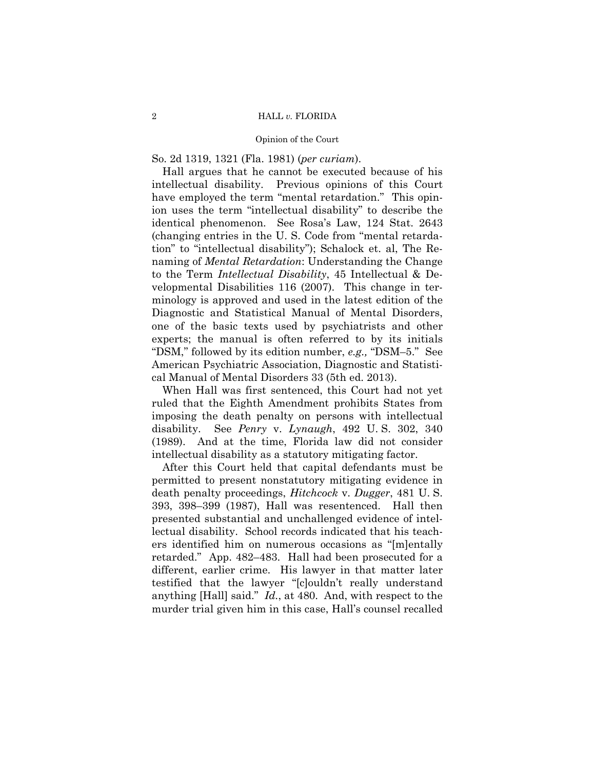So. 2d 1319, 1321 (Fla. 1981) (*per curiam*).

Hall argues that he cannot be executed because of his intellectual disability. Previous opinions of this Court have employed the term "mental retardation." This opinion uses the term "intellectual disability" to describe the identical phenomenon. See Rosa's Law, 124 Stat. 2643 (changing entries in the U. S. Code from "mental retardation" to "intellectual disability"); Schalock et. al, The Renaming of *Mental Retardation*: Understanding the Change to the Term *Intellectual Disability*, 45 Intellectual & Developmental Disabilities 116 (2007). This change in terminology is approved and used in the latest edition of the Diagnostic and Statistical Manual of Mental Disorders, one of the basic texts used by psychiatrists and other experts; the manual is often referred to by its initials "DSM," followed by its edition number, *e.g.,* "DSM–5." See American Psychiatric Association, Diagnostic and Statistical Manual of Mental Disorders 33 (5th ed. 2013).

When Hall was first sentenced, this Court had not yet ruled that the Eighth Amendment prohibits States from imposing the death penalty on persons with intellectual disability. See *Penry* v. *Lynaugh*, 492 U. S. 302, 340 (1989). And at the time, Florida law did not consider intellectual disability as a statutory mitigating factor.

After this Court held that capital defendants must be permitted to present nonstatutory mitigating evidence in death penalty proceedings, *Hitchcock* v. *Dugger*, 481 U. S. 393, 398–399 (1987), Hall was resentenced. Hall then presented substantial and unchallenged evidence of intellectual disability. School records indicated that his teachers identified him on numerous occasions as "[m]entally retarded." App. 482–483. Hall had been prosecuted for a different, earlier crime. His lawyer in that matter later testified that the lawyer "[c]ouldn't really understand anything [Hall] said." *Id.*, at 480. And, with respect to the murder trial given him in this case, Hall's counsel recalled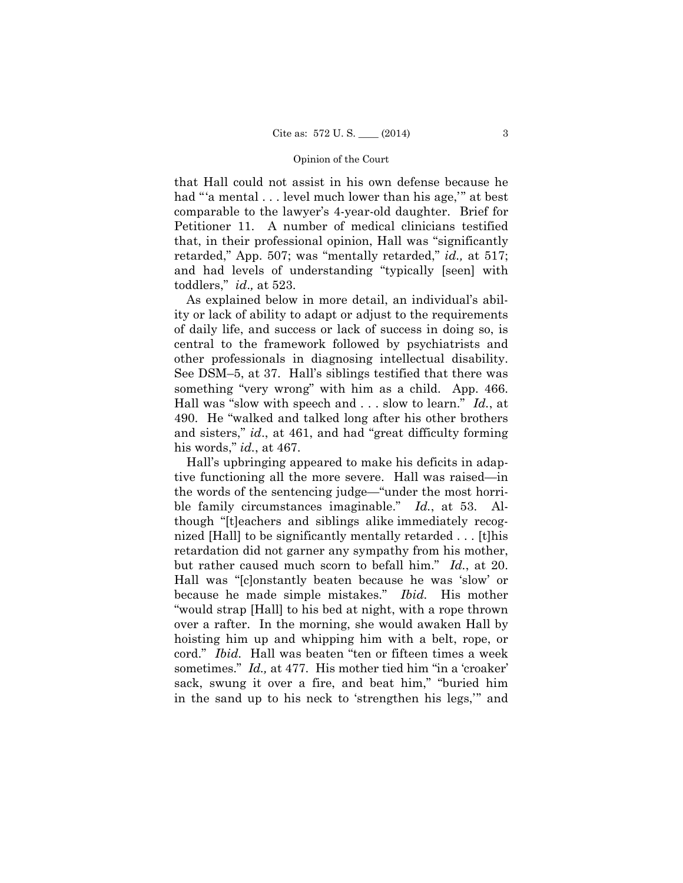that Hall could not assist in his own defense because he had "'a mental . . . level much lower than his age,'" at best comparable to the lawyer's 4-year-old daughter. Brief for Petitioner 11. A number of medical clinicians testified that, in their professional opinion, Hall was "significantly retarded," App. 507; was "mentally retarded," *id.,* at 517; and had levels of understanding "typically [seen] with toddlers," *id.,* at 523.

As explained below in more detail, an individual's ability or lack of ability to adapt or adjust to the requirements of daily life, and success or lack of success in doing so, is central to the framework followed by psychiatrists and other professionals in diagnosing intellectual disability. See DSM–5, at 37. Hall's siblings testified that there was something "very wrong" with him as a child. App. 466. Hall was "slow with speech and . . . slow to learn." *Id.*, at 490. He "walked and talked long after his other brothers and sisters," *id.*, at 461, and had "great difficulty forming his words," *id.*, at 467.

Hall's upbringing appeared to make his deficits in adaptive functioning all the more severe. Hall was raised—in the words of the sentencing judge—"under the most horrible family circumstances imaginable." *Id.*, at 53. Although "[t]eachers and siblings alike immediately recognized [Hall] to be significantly mentally retarded . . . [t]his retardation did not garner any sympathy from his mother, but rather caused much scorn to befall him." *Id.*, at 20. Hall was "[c]onstantly beaten because he was 'slow' or because he made simple mistakes." *Ibid.* His mother "would strap [Hall] to his bed at night, with a rope thrown over a rafter. In the morning, she would awaken Hall by hoisting him up and whipping him with a belt, rope, or cord." *Ibid.* Hall was beaten "ten or fifteen times a week sometimes." *Id.,* at 477. His mother tied him "in a 'croaker' sack, swung it over a fire, and beat him," "buried him in the sand up to his neck to 'strengthen his legs,'" and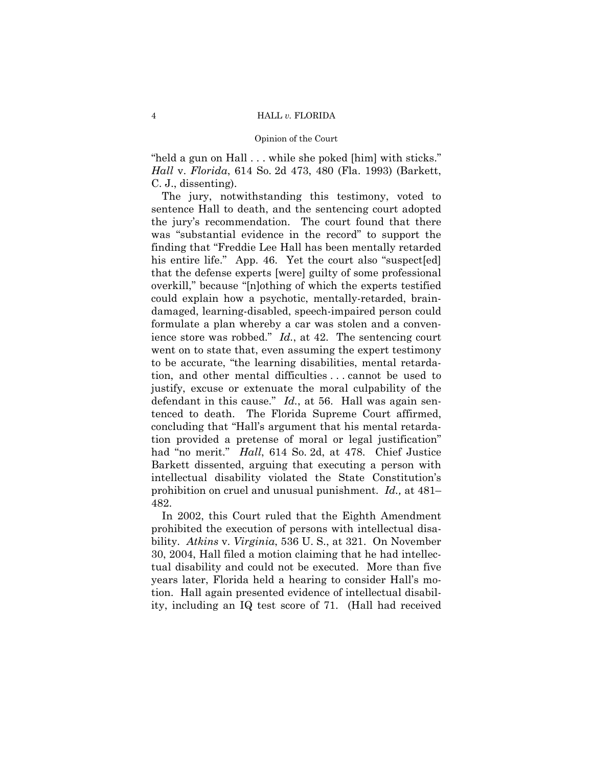"held a gun on Hall . . . while she poked [him] with sticks." *Hall* v. *Florida*, 614 So. 2d 473, 480 (Fla. 1993) (Barkett, C. J., dissenting).

The jury, notwithstanding this testimony, voted to sentence Hall to death, and the sentencing court adopted the jury's recommendation. The court found that there was "substantial evidence in the record" to support the finding that "Freddie Lee Hall has been mentally retarded his entire life." App. 46. Yet the court also "suspect[ed] that the defense experts [were] guilty of some professional overkill," because "[n]othing of which the experts testified could explain how a psychotic, mentally-retarded, brain-damaged, learning-disabled, speech-impaired person could formulate a plan whereby a car was stolen and a convenience store was robbed." *Id.*, at 42. The sentencing court went on to state that, even assuming the expert testimony to be accurate, "the learning disabilities, mental retardation, and other mental difficulties . . . cannot be used to justify, excuse or extenuate the moral culpability of the defendant in this cause." *Id.*, at 56. Hall was again sentenced to death. The Florida Supreme Court affirmed, concluding that "Hall's argument that his mental retardation provided a pretense of moral or legal justification" had "no merit." *Hall*, 614 So. 2d, at 478. Chief Justice Barkett dissented, arguing that executing a person with intellectual disability violated the State Constitution's prohibition on cruel and unusual punishment. *Id.,* at 481–482.

In 2002, this Court ruled that the Eighth Amendment prohibited the execution of persons with intellectual disability. *Atkins* v. *Virginia*, 536 U. S., at 321. On November 30, 2004, Hall filed a motion claiming that he had intellectual disability and could not be executed. More than five years later, Florida held a hearing to consider Hall's motion. Hall again presented evidence of intellectual disability, including an IQ test score of 71. (Hall had received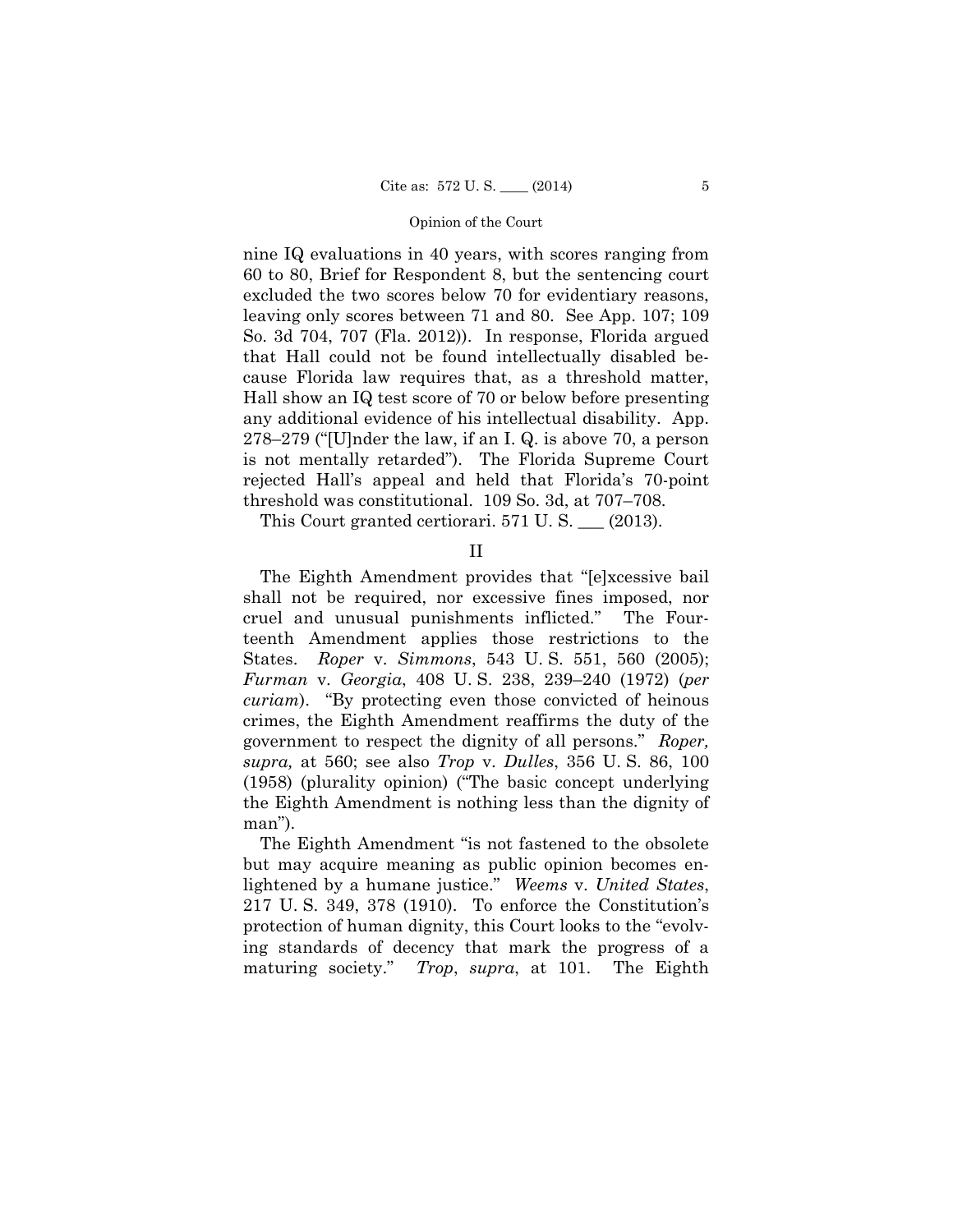nine IQ evaluations in 40 years, with scores ranging from 60 to 80, Brief for Respondent 8, but the sentencing court excluded the two scores below 70 for evidentiary reasons, leaving only scores between 71 and 80. See App. 107; 109 So. 3d 704, 707 (Fla. 2012)). In response, Florida argued that Hall could not be found intellectually disabled because Florida law requires that, as a threshold matter, Hall show an IQ test score of 70 or below before presenting any additional evidence of his intellectual disability. App. 278–279 ("[U]nder the law, if an I. Q. is above 70, a person is not mentally retarded"). The Florida Supreme Court rejected Hall's appeal and held that Florida's 70-point threshold was constitutional. 109 So. 3d, at 707–708.

This Court granted certiorari. 571 U. S. ___ (2013).

## II

The Eighth Amendment provides that "[e]xcessive bail shall not be required, nor excessive fines imposed, nor cruel and unusual punishments inflicted." The Fourteenth Amendment applies those restrictions to the States. *Roper* v. *Simmons*, 543 U. S. 551, 560 (2005); *Furman* v. *Georgia*, 408 U. S. 238, 239–240 (1972) (*per curiam*). "By protecting even those convicted of heinous crimes, the Eighth Amendment reaffirms the duty of the government to respect the dignity of all persons." *Roper, supra,* at 560; see also *Trop* v. *Dulles*, 356 U. S. 86, 100 (1958) (plurality opinion) ("The basic concept underlying the Eighth Amendment is nothing less than the dignity of man").

The Eighth Amendment "is not fastened to the obsolete but may acquire meaning as public opinion becomes enlightened by a humane justice." *Weems* v. *United States*, 217 U. S. 349, 378 (1910). To enforce the Constitution's protection of human dignity, this Court looks to the "evolving standards of decency that mark the progress of a maturing society." *Trop*, *supra*, at 101. The Eighth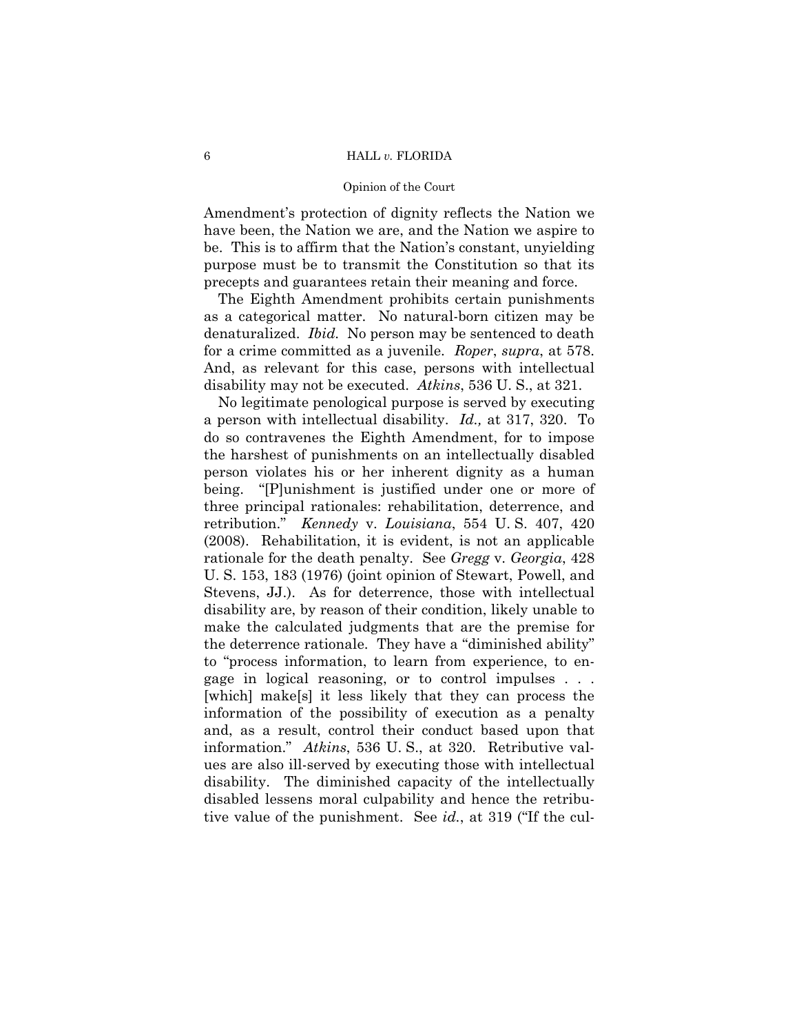Amendment's protection of dignity reflects the Nation we have been, the Nation we are, and the Nation we aspire to be. This is to affirm that the Nation's constant, unyielding purpose must be to transmit the Constitution so that its precepts and guarantees retain their meaning and force.

The Eighth Amendment prohibits certain punishments as a categorical matter. No natural-born citizen may be denaturalized. *Ibid.* No person may be sentenced to death for a crime committed as a juvenile. *Roper*, *supra*, at 578. And, as relevant for this case, persons with intellectual disability may not be executed. *Atkins*, 536 U. S., at 321.

No legitimate penological purpose is served by executing a person with intellectual disability. *Id.,* at 317, 320. To do so contravenes the Eighth Amendment, for to impose the harshest of punishments on an intellectually disabled person violates his or her inherent dignity as a human being. "[P]unishment is justified under one or more of three principal rationales: rehabilitation, deterrence, and retribution." *Kennedy* v. *Louisiana*, 554 U. S. 407, 420 (2008). Rehabilitation, it is evident, is not an applicable rationale for the death penalty. See *Gregg* v. *Georgia*, 428 U. S. 153, 183 (1976) (joint opinion of Stewart, Powell, and Stevens, JJ.). As for deterrence, those with intellectual disability are, by reason of their condition, likely unable to make the calculated judgments that are the premise for the deterrence rationale. They have a "diminished ability" to "process information, to learn from experience, to engage in logical reasoning, or to control impulses . . . [which] make[s] it less likely that they can process the information of the possibility of execution as a penalty and, as a result, control their conduct based upon that information." *Atkins*, 536 U. S., at 320. Retributive values are also ill-served by executing those with intellectual disability. The diminished capacity of the intellectually disabled lessens moral culpability and hence the retributive value of the punishment. See *id.*, at 319 ("If the cul-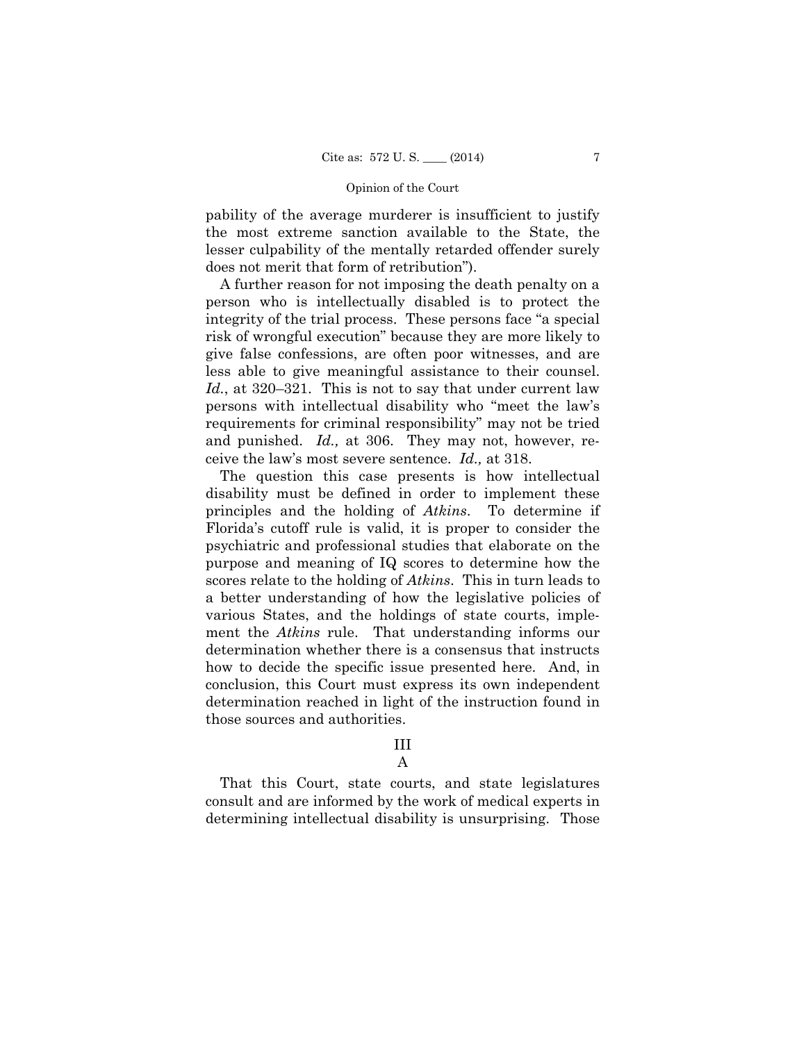pability of the average murderer is insufficient to justify the most extreme sanction available to the State, the lesser culpability of the mentally retarded offender surely does not merit that form of retribution").

A further reason for not imposing the death penalty on a person who is intellectually disabled is to protect the integrity of the trial process. These persons face "a special risk of wrongful execution" because they are more likely to give false confessions, are often poor witnesses, and are less able to give meaningful assistance to their counsel. *Id.*, at 320–321. This is not to say that under current law persons with intellectual disability who "meet the law's requirements for criminal responsibility" may not be tried and punished. *Id.,* at 306. They may not, however, receive the law's most severe sentence. *Id.,* at 318.

The question this case presents is how intellectual disability must be defined in order to implement these principles and the holding of *Atkins*. To determine if Florida's cutoff rule is valid, it is proper to consider the psychiatric and professional studies that elaborate on the purpose and meaning of IQ scores to determine how the scores relate to the holding of *Atkins*. This in turn leads to a better understanding of how the legislative policies of various States, and the holdings of state courts, implement the *Atkins* rule. That understanding informs our determination whether there is a consensus that instructs how to decide the specific issue presented here. And, in conclusion, this Court must express its own independent determination reached in light of the instruction found in those sources and authorities.

## III

### A

That this Court, state courts, and state legislatures consult and are informed by the work of medical experts in determining intellectual disability is unsurprising. Those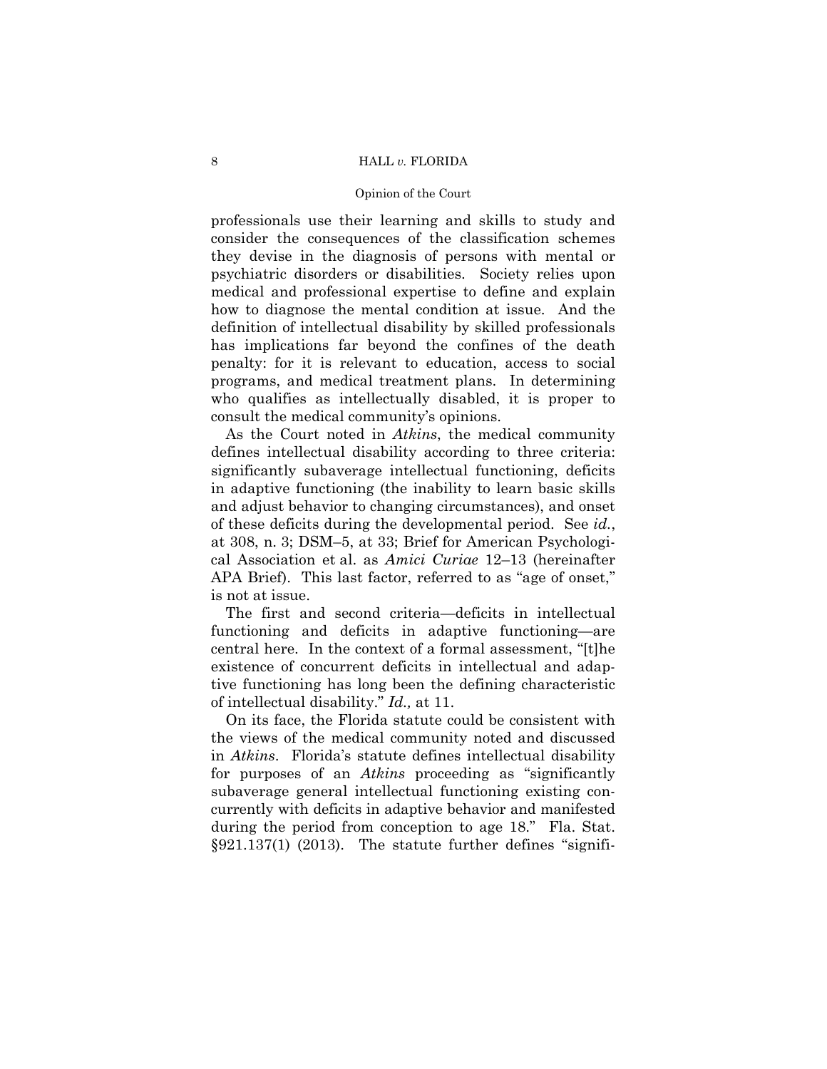professionals use their learning and skills to study and consider the consequences of the classification schemes they devise in the diagnosis of persons with mental or psychiatric disorders or disabilities. Society relies upon medical and professional expertise to define and explain how to diagnose the mental condition at issue. And the definition of intellectual disability by skilled professionals has implications far beyond the confines of the death penalty: for it is relevant to education, access to social programs, and medical treatment plans. In determining who qualifies as intellectually disabled, it is proper to consult the medical community's opinions.

As the Court noted in *Atkins*, the medical community defines intellectual disability according to three criteria: significantly subaverage intellectual functioning, deficits in adaptive functioning (the inability to learn basic skills and adjust behavior to changing circumstances), and onset of these deficits during the developmental period. See *id.*, at 308, n. 3; DSM–5, at 33; Brief for American Psychological Association et al. as *Amici Curiae* 12–13 (hereinafter APA Brief). This last factor, referred to as "age of onset," is not at issue.

The first and second criteria—deficits in intellectual functioning and deficits in adaptive functioning—are central here. In the context of a formal assessment, "[t]he existence of concurrent deficits in intellectual and adaptive functioning has long been the defining characteristic of intellectual disability." *Id.,* at 11.

On its face, the Florida statute could be consistent with the views of the medical community noted and discussed in *Atkins*. Florida's statute defines intellectual disability for purposes of an *Atkins* proceeding as "significantly subaverage general intellectual functioning existing concurrently with deficits in adaptive behavior and manifested during the period from conception to age 18." Fla. Stat. §921.137(1) (2013). The statute further defines "signifi-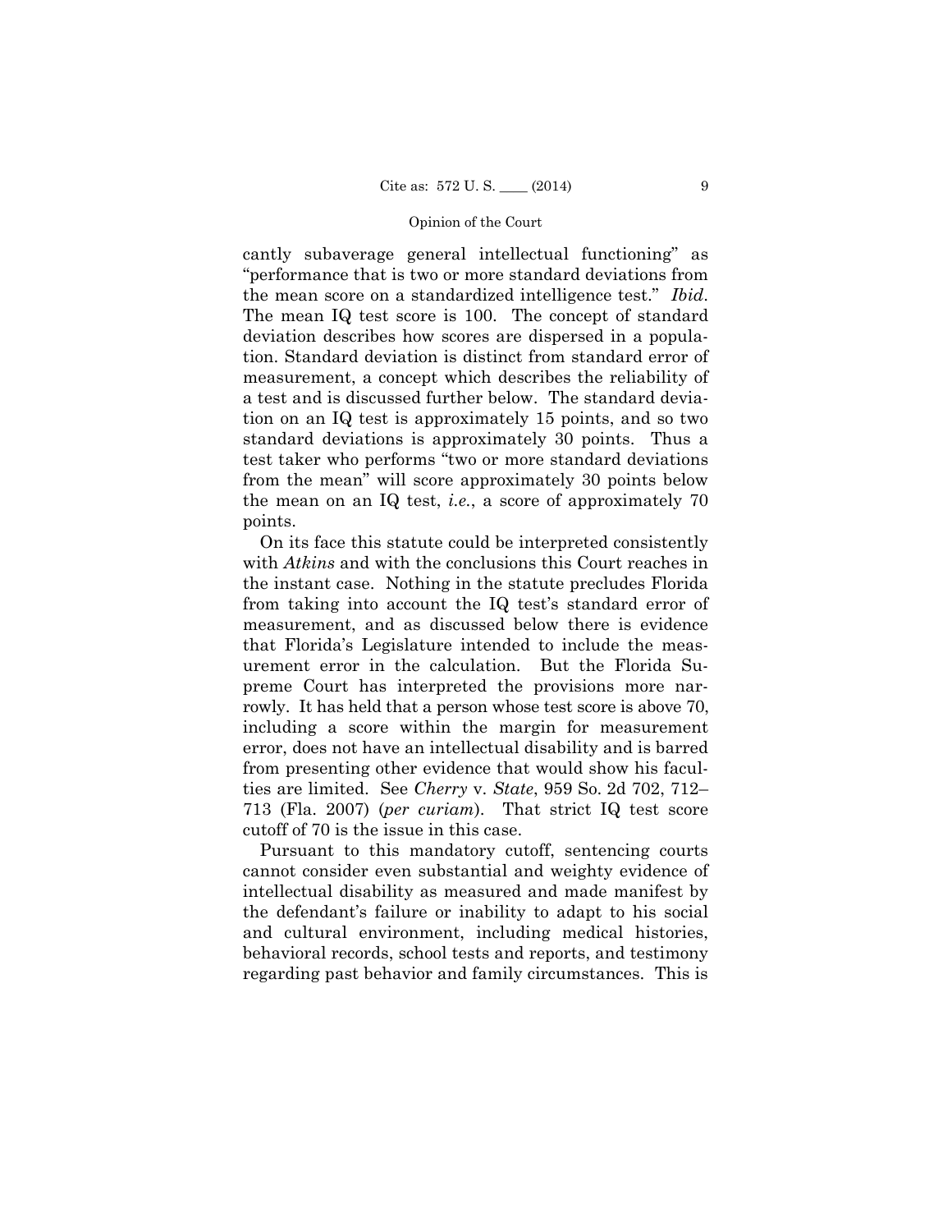cantly subaverage general intellectual functioning" as "performance that is two or more standard deviations from the mean score on a standardized intelligence test." *Ibid*. The mean IQ test score is 100. The concept of standard deviation describes how scores are dispersed in a population. Standard deviation is distinct from standard error of measurement, a concept which describes the reliability of a test and is discussed further below. The standard deviation on an IQ test is approximately 15 points, and so two standard deviations is approximately 30 points. Thus a test taker who performs "two or more standard deviations from the mean" will score approximately 30 points below the mean on an IQ test, *i.e.*, a score of approximately 70 points.

On its face this statute could be interpreted consistently with *Atkins* and with the conclusions this Court reaches in the instant case. Nothing in the statute precludes Florida from taking into account the IQ test's standard error of measurement, and as discussed below there is evidence that Florida's Legislature intended to include the measurement error in the calculation. But the Florida Supreme Court has interpreted the provisions more narrowly. It has held that a person whose test score is above 70, including a score within the margin for measurement error, does not have an intellectual disability and is barred from presenting other evidence that would show his faculties are limited. See *Cherry* v. *State*, 959 So. 2d 702, 712–713 (Fla. 2007) (*per curiam*). That strict IQ test score cutoff of 70 is the issue in this case.

Pursuant to this mandatory cutoff, sentencing courts cannot consider even substantial and weighty evidence of intellectual disability as measured and made manifest by the defendant's failure or inability to adapt to his social and cultural environment, including medical histories, behavioral records, school tests and reports, and testimony regarding past behavior and family circumstances. This is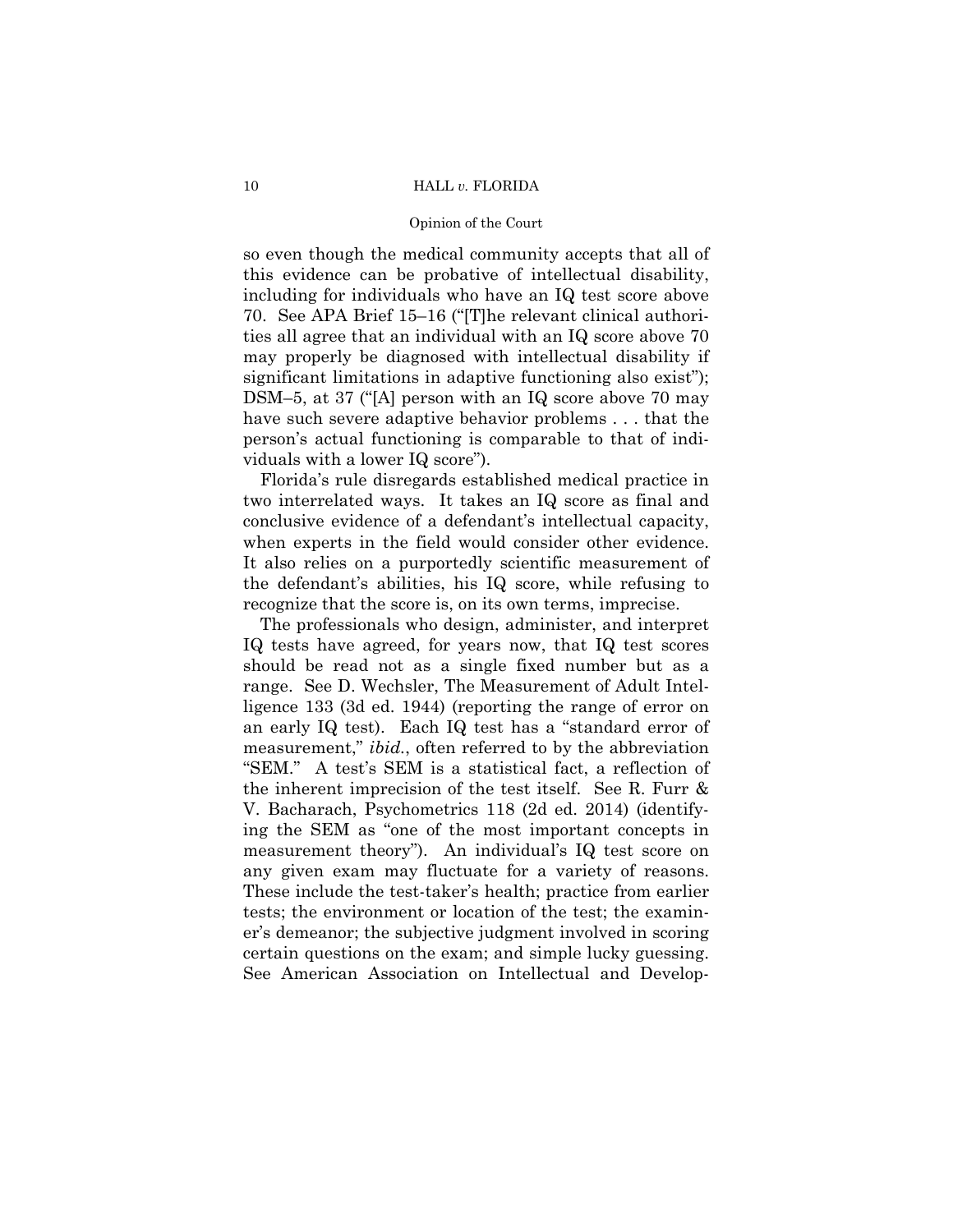so even though the medical community accepts that all of this evidence can be probative of intellectual disability, including for individuals who have an IQ test score above 70. See APA Brief 15–16 ("[T]he relevant clinical authorities all agree that an individual with an IQ score above 70 may properly be diagnosed with intellectual disability if significant limitations in adaptive functioning also exist"); DSM–5, at 37 ("[A] person with an IQ score above 70 may have such severe adaptive behavior problems . . . that the person's actual functioning is comparable to that of individuals with a lower IQ score").

Florida's rule disregards established medical practice in two interrelated ways. It takes an IQ score as final and conclusive evidence of a defendant's intellectual capacity, when experts in the field would consider other evidence. It also relies on a purportedly scientific measurement of the defendant's abilities, his IQ score, while refusing to recognize that the score is, on its own terms, imprecise.

The professionals who design, administer, and interpret IQ tests have agreed, for years now, that IQ test scores should be read not as a single fixed number but as a range. See D. Wechsler, The Measurement of Adult Intelligence 133 (3d ed. 1944) (reporting the range of error on an early IQ test). Each IQ test has a "standard error of measurement," *ibid.*, often referred to by the abbreviation "SEM." A test's SEM is a statistical fact, a reflection of the inherent imprecision of the test itself. See R. Furr & V. Bacharach, Psychometrics 118 (2d ed. 2014) (identifying the SEM as "one of the most important concepts in measurement theory"). An individual's IQ test score on any given exam may fluctuate for a variety of reasons. These include the test-taker's health; practice from earlier tests; the environment or location of the test; the examiner's demeanor; the subjective judgment involved in scoring certain questions on the exam; and simple lucky guessing. See American Association on Intellectual and Develop-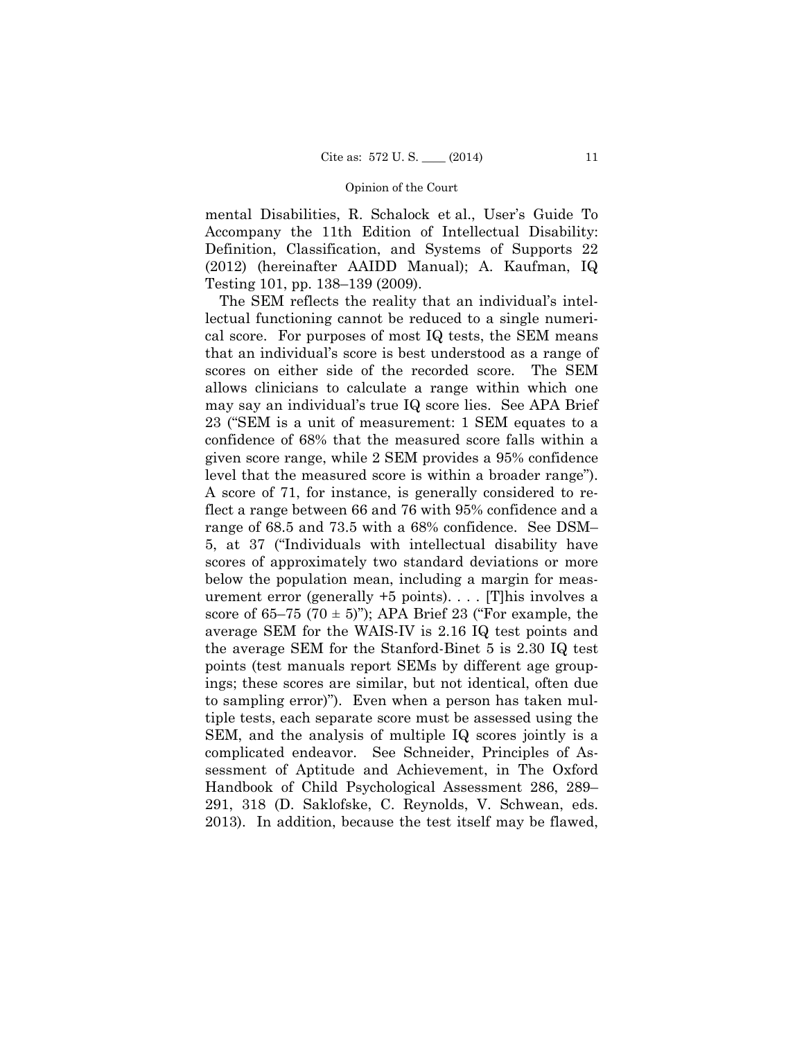mental Disabilities, R. Schalock et al., User's Guide To Accompany the 11th Edition of Intellectual Disability: Definition, Classification, and Systems of Supports 22 (2012) (hereinafter AAIDD Manual); A. Kaufman, IQ Testing 101, pp. 138–139 (2009).

The SEM reflects the reality that an individual's intellectual functioning cannot be reduced to a single numerical score. For purposes of most IQ tests, the SEM means that an individual's score is best understood as a range of scores on either side of the recorded score. The SEM allows clinicians to calculate a range within which one may say an individual's true IQ score lies. See APA Brief 23 ("SEM is a unit of measurement: 1 SEM equates to a confidence of 68% that the measured score falls within a given score range, while 2 SEM provides a 95% confidence level that the measured score is within a broader range"). A score of 71, for instance, is generally considered to reflect a range between 66 and 76 with 95% confidence and a range of 68.5 and 73.5 with a 68% confidence. See DSM–5, at 37 ("Individuals with intellectual disability have scores of approximately two standard deviations or more below the population mean, including a margin for measurement error (generally +5 points). . . . [T]his involves a score of 65–75 ($70 \pm 5$)"); APA Brief 23 ("For example, the average SEM for the WAIS-IV is 2.16 IQ test points and the average SEM for the Stanford-Binet 5 is 2.30 IQ test points (test manuals report SEMs by different age groupings; these scores are similar, but not identical, often due to sampling error)"). Even when a person has taken multiple tests, each separate score must be assessed using the SEM, and the analysis of multiple IQ scores jointly is a complicated endeavor. See Schneider, Principles of Assessment of Aptitude and Achievement, in The Oxford Handbook of Child Psychological Assessment 286, 289–291, 318 (D. Saklofske, C. Reynolds, V. Schwean, eds. 2013). In addition, because the test itself may be flawed,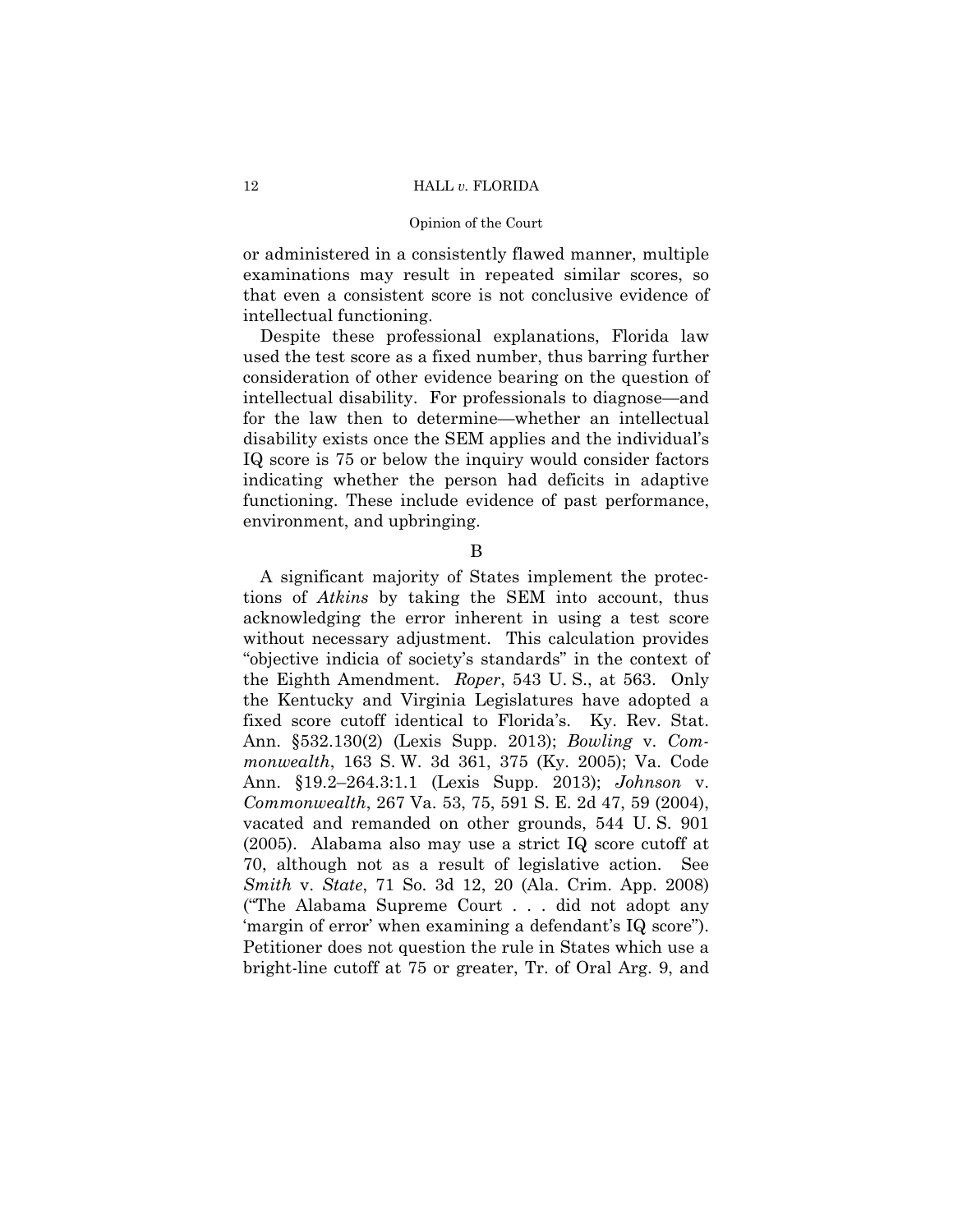or administered in a consistently flawed manner, multiple examinations may result in repeated similar scores, so that even a consistent score is not conclusive evidence of intellectual functioning.

Despite these professional explanations, Florida law used the test score as a fixed number, thus barring further consideration of other evidence bearing on the question of intellectual disability. For professionals to diagnose—and for the law then to determine—whether an intellectual disability exists once the SEM applies and the individual's IQ score is 75 or below the inquiry would consider factors indicating whether the person had deficits in adaptive functioning. These include evidence of past performance, environment, and upbringing.

B

A significant majority of States implement the protections of *Atkins* by taking the SEM into account, thus acknowledging the error inherent in using a test score without necessary adjustment. This calculation provides "objective indicia of society's standards" in the context of the Eighth Amendment. *Roper*, 543 U. S., at 563. Only the Kentucky and Virginia Legislatures have adopted a fixed score cutoff identical to Florida's. Ky. Rev. Stat. Ann. §532.130(2) (Lexis Supp. 2013); *Bowling* v. *Commonwealth*, 163 S. W. 3d 361, 375 (Ky. 2005); Va. Code Ann. §19.2–264.3:1.1 (Lexis Supp. 2013); *Johnson* v. *Commonwealth*, 267 Va. 53, 75, 591 S. E. 2d 47, 59 (2004), vacated and remanded on other grounds, 544 U. S. 901 (2005). Alabama also may use a strict IQ score cutoff at 70, although not as a result of legislative action. See *Smith* v. *State*, 71 So. 3d 12, 20 (Ala. Crim. App. 2008) ("The Alabama Supreme Court . . . did not adopt any 'margin of error' when examining a defendant's IQ score"). Petitioner does not question the rule in States which use a bright-line cutoff at 75 or greater, Tr. of Oral Arg. 9, and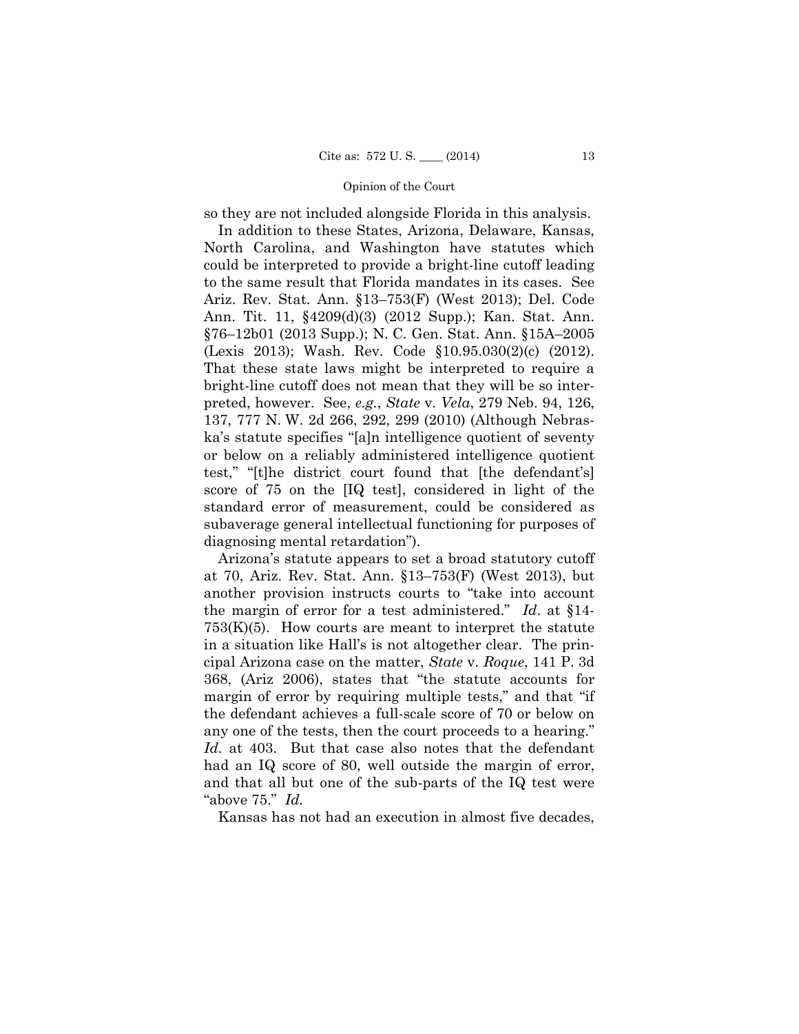so they are not included alongside Florida in this analysis.

In addition to these States, Arizona, Delaware, Kansas, North Carolina, and Washington have statutes which could be interpreted to provide a bright-line cutoff leading to the same result that Florida mandates in its cases. See Ariz. Rev. Stat. Ann. §13–753(F) (West 2013); Del. Code Ann. Tit. 11, §4209(d)(3) (2012 Supp.); Kan. Stat. Ann. §76–12b01 (2013 Supp.); N. C. Gen. Stat. Ann. §15A–2005 (Lexis 2013); Wash. Rev. Code §10.95.030(2)(c) (2012). That these state laws might be interpreted to require a bright-line cutoff does not mean that they will be so interpreted, however. See, *e.g.*, *State* v. *Vela*, 279 Neb. 94, 126, 137, 777 N. W. 2d 266, 292, 299 (2010) (Although Nebraska's statute specifies "[a]n intelligence quotient of seventy or below on a reliably administered intelligence quotient test," "[t]he district court found that [the defendant's] score of 75 on the [IQ test], considered in light of the standard error of measurement, could be considered as subaverage general intellectual functioning for purposes of diagnosing mental retardation").

Arizona's statute appears to set a broad statutory cutoff at 70, Ariz. Rev. Stat. Ann. §13–753(F) (West 2013), but another provision instructs courts to "take into account the margin of error for a test administered." *Id*. at §14-753(K)(5). How courts are meant to interpret the statute in a situation like Hall's is not altogether clear. The principal Arizona case on the matter, *State* v. *Roque*, 141 P. 3d 368, (Ariz 2006), states that "the statute accounts for margin of error by requiring multiple tests," and that "if the defendant achieves a full-scale score of 70 or below on any one of the tests, then the court proceeds to a hearing." *Id.* at 403. But that case also notes that the defendant had an IQ score of 80, well outside the margin of error, and that all but one of the sub-parts of the IQ test were "above 75." *Id.*

Kansas has not had an execution in almost five decades,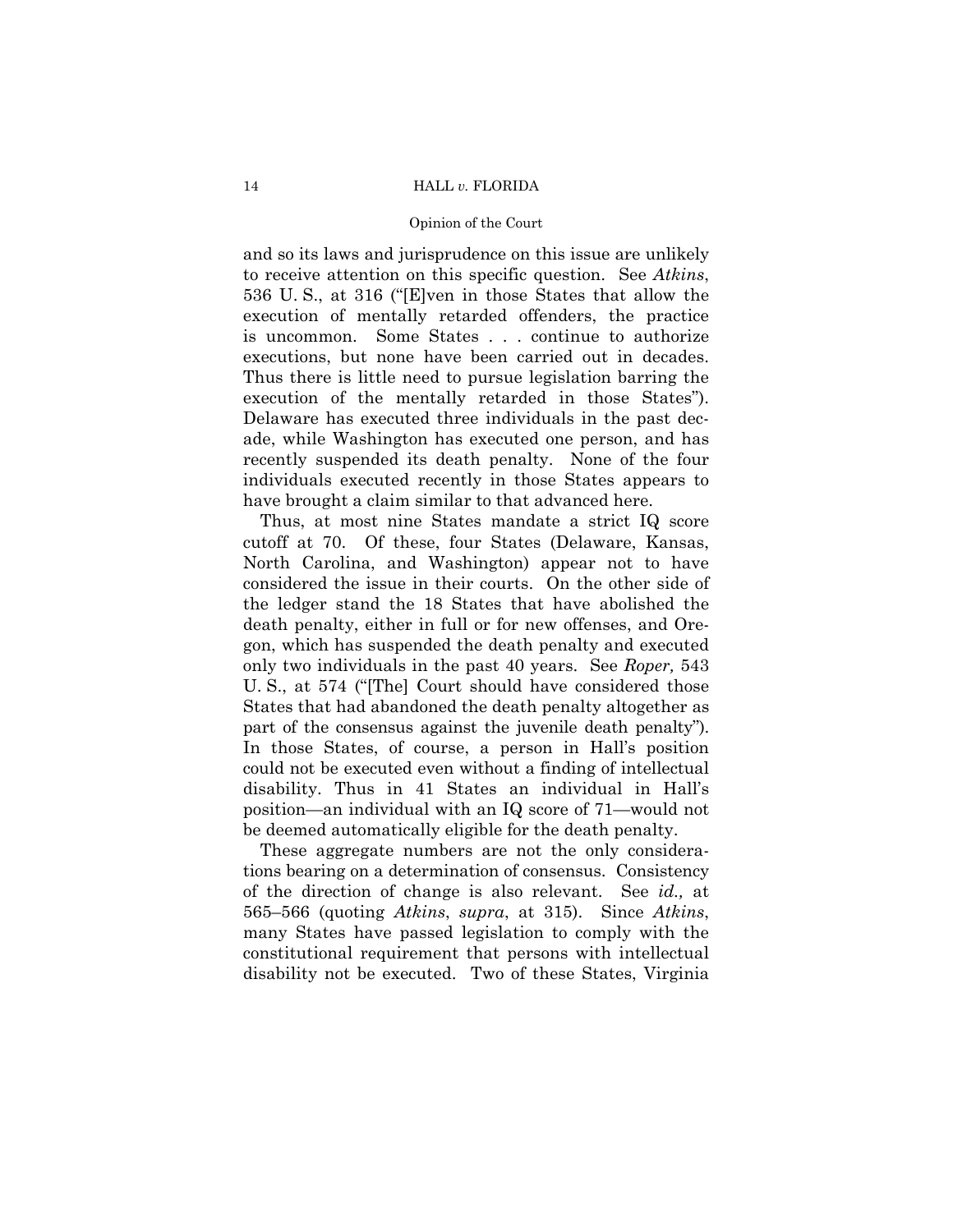and so its laws and jurisprudence on this issue are unlikely to receive attention on this specific question. See *Atkins*, 536 U. S., at 316 ("[E]ven in those States that allow the execution of mentally retarded offenders, the practice is uncommon. Some States . . . continue to authorize executions, but none have been carried out in decades. Thus there is little need to pursue legislation barring the execution of the mentally retarded in those States"). Delaware has executed three individuals in the past decade, while Washington has executed one person, and has recently suspended its death penalty. None of the four individuals executed recently in those States appears to have brought a claim similar to that advanced here.

Thus, at most nine States mandate a strict IQ score cutoff at 70. Of these, four States (Delaware, Kansas, North Carolina, and Washington) appear not to have considered the issue in their courts. On the other side of the ledger stand the 18 States that have abolished the death penalty, either in full or for new offenses, and Oregon, which has suspended the death penalty and executed only two individuals in the past 40 years. See *Roper,* 543 U. S., at 574 ("[The] Court should have considered those States that had abandoned the death penalty altogether as part of the consensus against the juvenile death penalty"). In those States, of course, a person in Hall's position could not be executed even without a finding of intellectual disability. Thus in 41 States an individual in Hall's position—an individual with an IQ score of 71—would not be deemed automatically eligible for the death penalty.

These aggregate numbers are not the only considerations bearing on a determination of consensus. Consistency of the direction of change is also relevant. See *id.,* at 565–566 (quoting *Atkins*, *supra*, at 315). Since *Atkins*, many States have passed legislation to comply with the constitutional requirement that persons with intellectual disability not be executed. Two of these States, Virginia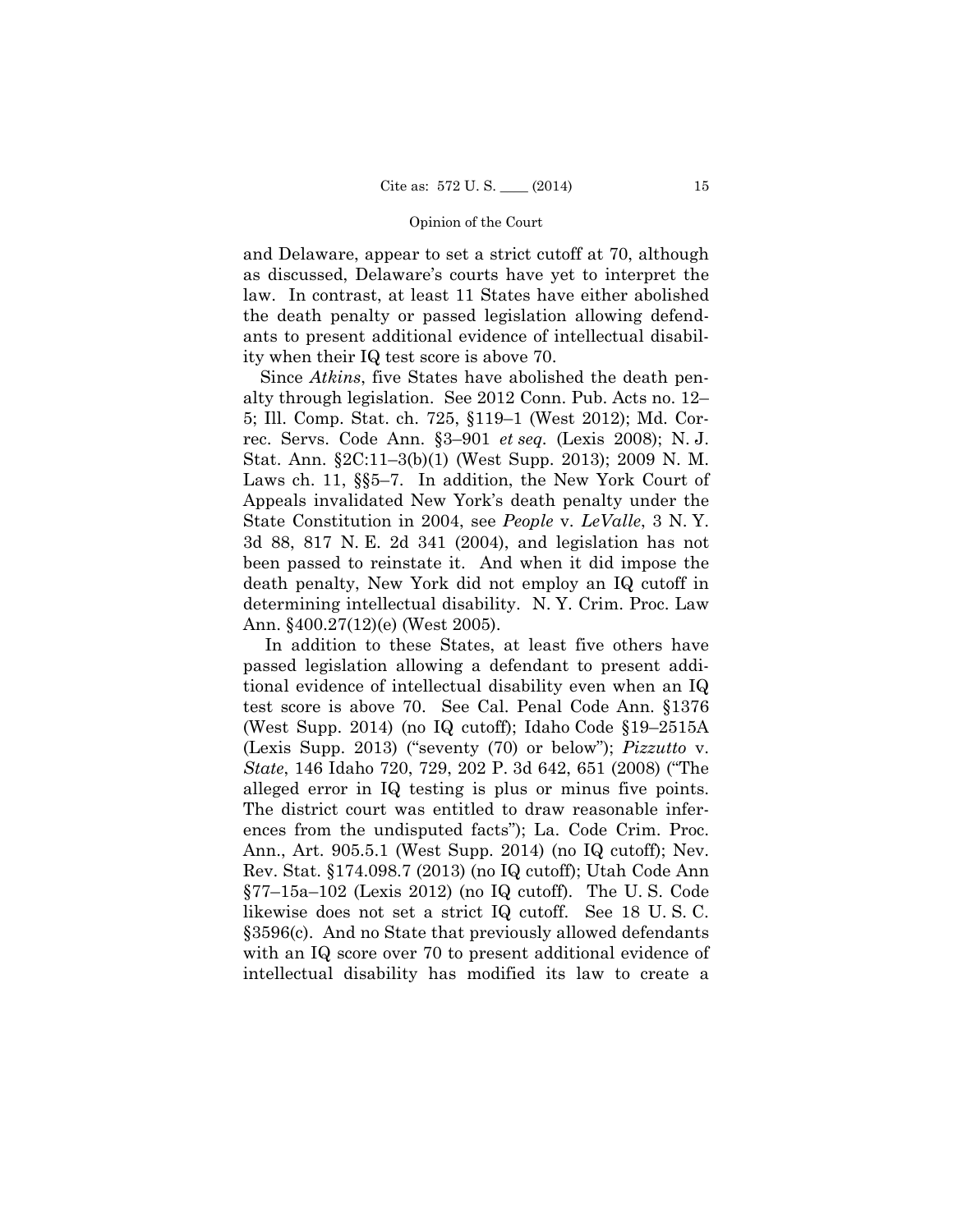and Delaware, appear to set a strict cutoff at 70, although as discussed, Delaware's courts have yet to interpret the law. In contrast, at least 11 States have either abolished the death penalty or passed legislation allowing defendants to present additional evidence of intellectual disability when their IQ test score is above 70.

Since *Atkins*, five States have abolished the death penalty through legislation. See 2012 Conn. Pub. Acts no. 12–5; Ill. Comp. Stat. ch. 725, §119–1 (West 2012); Md. Correc. Servs. Code Ann. §3–901 *et seq.* (Lexis 2008); N. J. Stat. Ann. §2C:11–3(b)(1) (West Supp. 2013); 2009 N. M. Laws ch. 11, §§5–7. In addition, the New York Court of Appeals invalidated New York's death penalty under the State Constitution in 2004, see *People* v. *LeValle*, 3 N. Y. 3d 88, 817 N. E. 2d 341 (2004), and legislation has not been passed to reinstate it. And when it did impose the death penalty, New York did not employ an IQ cutoff in determining intellectual disability. N. Y. Crim. Proc. Law Ann. §400.27(12)(e) (West 2005).

In addition to these States, at least five others have passed legislation allowing a defendant to present additional evidence of intellectual disability even when an IQ test score is above 70. See Cal. Penal Code Ann. §1376 (West Supp. 2014) (no IQ cutoff); Idaho Code §19–2515A (Lexis Supp. 2013) ("seventy (70) or below"); *Pizzutto* v. *State*, 146 Idaho 720, 729, 202 P. 3d 642, 651 (2008) ("The alleged error in IQ testing is plus or minus five points. The district court was entitled to draw reasonable inferences from the undisputed facts"); La. Code Crim. Proc. Ann., Art. 905.5.1 (West Supp. 2014) (no IQ cutoff); Nev. Rev. Stat. §174.098.7 (2013) (no IQ cutoff); Utah Code Ann §77–15a–102 (Lexis 2012) (no IQ cutoff). The U. S. Code likewise does not set a strict IQ cutoff. See 18 U. S. C. §3596(c). And no State that previously allowed defendants with an IQ score over 70 to present additional evidence of intellectual disability has modified its law to create a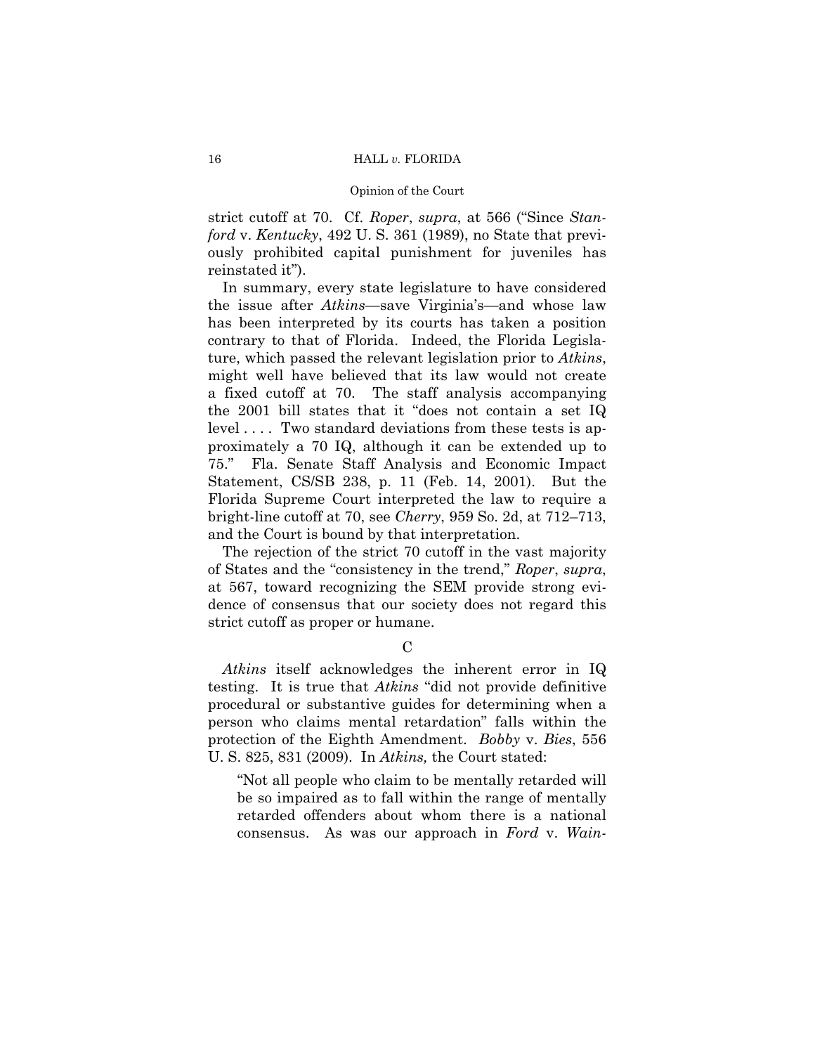strict cutoff at 70. Cf. *Roper*, *supra*, at 566 ("Since *Stanford* v. *Kentucky*, 492 U. S. 361 (1989), no State that previously prohibited capital punishment for juveniles has reinstated it").

In summary, every state legislature to have considered the issue after *Atkins*—save Virginia's—and whose law has been interpreted by its courts has taken a position contrary to that of Florida. Indeed, the Florida Legislature, which passed the relevant legislation prior to *Atkins*, might well have believed that its law would not create a fixed cutoff at 70. The staff analysis accompanying the 2001 bill states that it "does not contain a set IQ level . . . . Two standard deviations from these tests is approximately a 70 IQ, although it can be extended up to 75." Fla. Senate Staff Analysis and Economic Impact Statement, CS/SB 238, p. 11 (Feb. 14, 2001). But the Florida Supreme Court interpreted the law to require a bright-line cutoff at 70, see *Cherry*, 959 So. 2d, at 712–713, and the Court is bound by that interpretation.

The rejection of the strict 70 cutoff in the vast majority of States and the "consistency in the trend," *Roper*, *supra*, at 567, toward recognizing the SEM provide strong evidence of consensus that our society does not regard this strict cutoff as proper or humane.

C

*Atkins* itself acknowledges the inherent error in IQ testing. It is true that *Atkins* "did not provide definitive procedural or substantive guides for determining when a person who claims mental retardation" falls within the protection of the Eighth Amendment. *Bobby* v. *Bies*, 556 U. S. 825, 831 (2009). In *Atkins,* the Court stated:

> "Not all people who claim to be mentally retarded will be so impaired as to fall within the range of mentally retarded offenders about whom there is a national consensus. As was our approach in *Ford* v. *Wain-*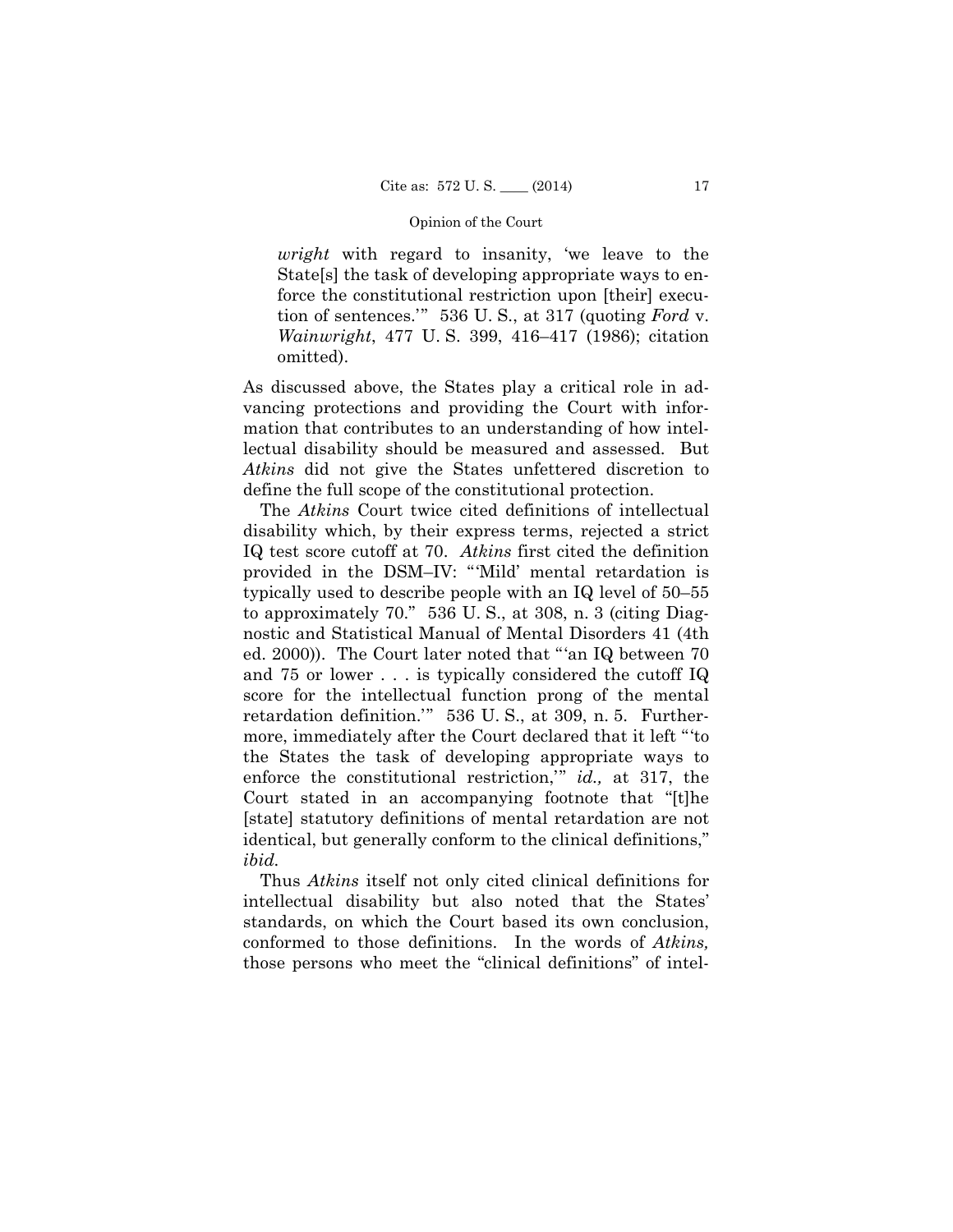> *wright* with regard to insanity, 'we leave to the State[s] the task of developing appropriate ways to enforce the constitutional restriction upon [their] execution of sentences.'" 536 U. S., at 317 (quoting *Ford* v. *Wainwright*, 477 U. S. 399, 416–417 (1986); citation omitted).

As discussed above, the States play a critical role in advancing protections and providing the Court with information that contributes to an understanding of how intellectual disability should be measured and assessed. But *Atkins* did not give the States unfettered discretion to define the full scope of the constitutional protection.

The *Atkins* Court twice cited definitions of intellectual disability which, by their express terms, rejected a strict IQ test score cutoff at 70. *Atkins* first cited the definition provided in the DSM–IV: "'Mild' mental retardation is typically used to describe people with an IQ level of 50–55 to approximately 70." 536 U. S., at 308, n. 3 (citing Diagnostic and Statistical Manual of Mental Disorders 41 (4th ed. 2000)). The Court later noted that "'an IQ between 70 and 75 or lower . . . is typically considered the cutoff IQ score for the intellectual function prong of the mental retardation definition.'" 536 U. S., at 309, n. 5. Furthermore, immediately after the Court declared that it left "'to the States the task of developing appropriate ways to enforce the constitutional restriction,'" *id.,* at 317, the Court stated in an accompanying footnote that "[t]he [state] statutory definitions of mental retardation are not identical, but generally conform to the clinical definitions," *ibid.*

Thus *Atkins* itself not only cited clinical definitions for intellectual disability but also noted that the States' standards, on which the Court based its own conclusion, conformed to those definitions. In the words of *Atkins,* those persons who meet the "clinical definitions" of intel-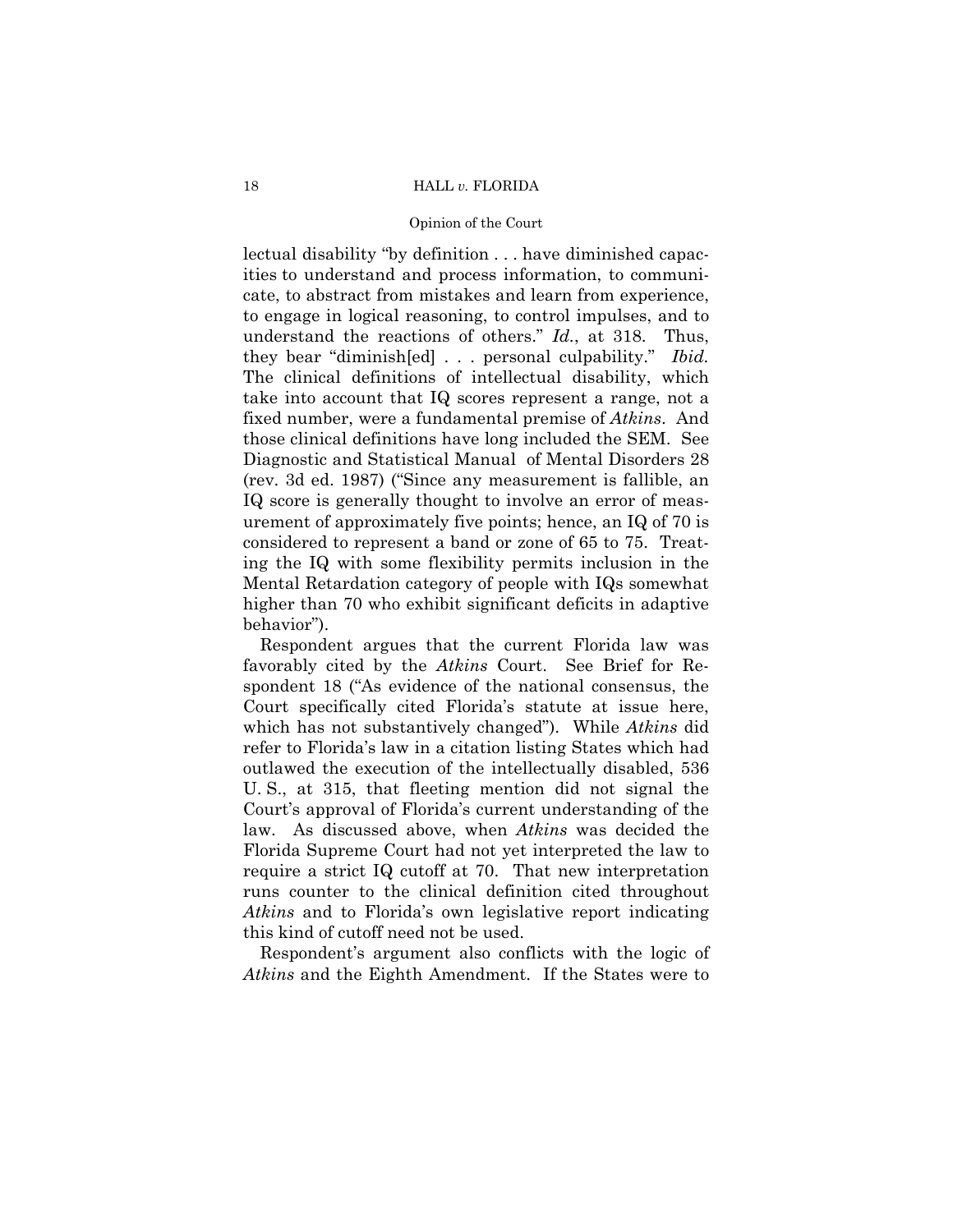lectual disability "by definition . . . have diminished capacities to understand and process information, to communicate, to abstract from mistakes and learn from experience, to engage in logical reasoning, to control impulses, and to understand the reactions of others." *Id.*, at 318. Thus, they bear "diminish[ed] . . . personal culpability." *Ibid.* The clinical definitions of intellectual disability, which take into account that IQ scores represent a range, not a fixed number, were a fundamental premise of *Atkins*. And those clinical definitions have long included the SEM. See Diagnostic and Statistical Manual of Mental Disorders 28 (rev. 3d ed. 1987) ("Since any measurement is fallible, an IQ score is generally thought to involve an error of measurement of approximately five points; hence, an IQ of 70 is considered to represent a band or zone of 65 to 75. Treating the IQ with some flexibility permits inclusion in the Mental Retardation category of people with IQs somewhat higher than 70 who exhibit significant deficits in adaptive behavior").

Respondent argues that the current Florida law was favorably cited by the *Atkins* Court. See Brief for Respondent 18 ("As evidence of the national consensus, the Court specifically cited Florida's statute at issue here, which has not substantively changed"). While *Atkins* did refer to Florida's law in a citation listing States which had outlawed the execution of the intellectually disabled, 536 U. S., at 315, that fleeting mention did not signal the Court's approval of Florida's current understanding of the law. As discussed above, when *Atkins* was decided the Florida Supreme Court had not yet interpreted the law to require a strict IQ cutoff at 70. That new interpretation runs counter to the clinical definition cited throughout *Atkins* and to Florida's own legislative report indicating this kind of cutoff need not be used.

Respondent's argument also conflicts with the logic of *Atkins* and the Eighth Amendment. If the States were to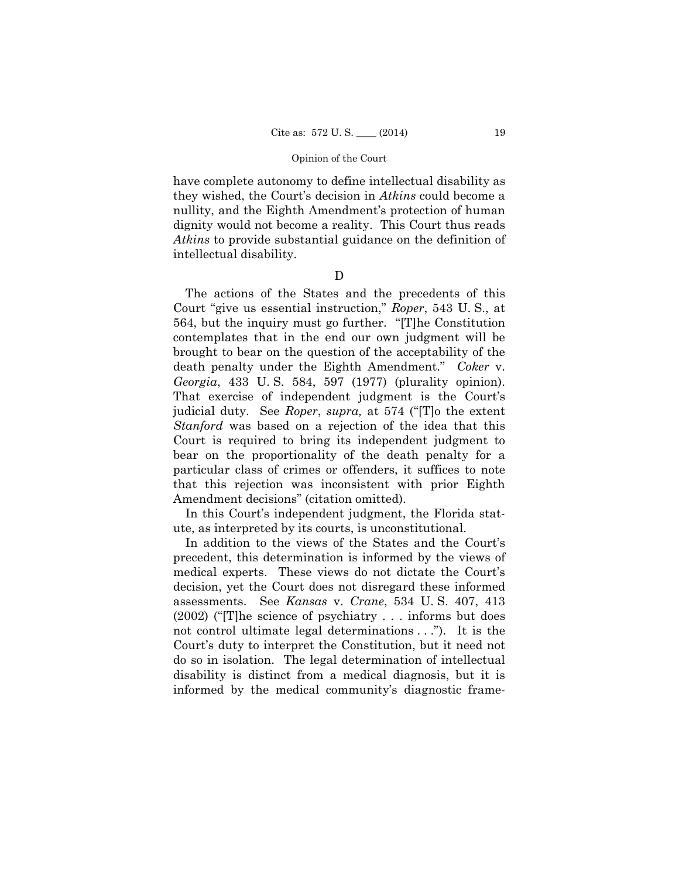have complete autonomy to define intellectual disability as they wished, the Court's decision in *Atkins* could become a nullity, and the Eighth Amendment's protection of human dignity would not become a reality. This Court thus reads *Atkins* to provide substantial guidance on the definition of intellectual disability.

### D

The actions of the States and the precedents of this Court "give us essential instruction," *Roper*, 543 U. S., at 564, but the inquiry must go further. "[T]he Constitution contemplates that in the end our own judgment will be brought to bear on the question of the acceptability of the death penalty under the Eighth Amendment." *Coker* v. *Georgia*, 433 U. S. 584, 597 (1977) (plurality opinion). That exercise of independent judgment is the Court's judicial duty. See *Roper*, *supra,* at 574 ("[T]o the extent *Stanford* was based on a rejection of the idea that this Court is required to bring its independent judgment to bear on the proportionality of the death penalty for a particular class of crimes or offenders, it suffices to note that this rejection was inconsistent with prior Eighth Amendment decisions" (citation omitted).

In this Court's independent judgment, the Florida statute, as interpreted by its courts, is unconstitutional.

In addition to the views of the States and the Court's precedent, this determination is informed by the views of medical experts. These views do not dictate the Court's decision, yet the Court does not disregard these informed assessments. See *Kansas* v. *Crane*, 534 U. S. 407, 413 (2002) ("[T]he science of psychiatry . . . informs but does not control ultimate legal determinations . . ."). It is the Court's duty to interpret the Constitution, but it need not do so in isolation. The legal determination of intellectual disability is distinct from a medical diagnosis, but it is informed by the medical community's diagnostic frame-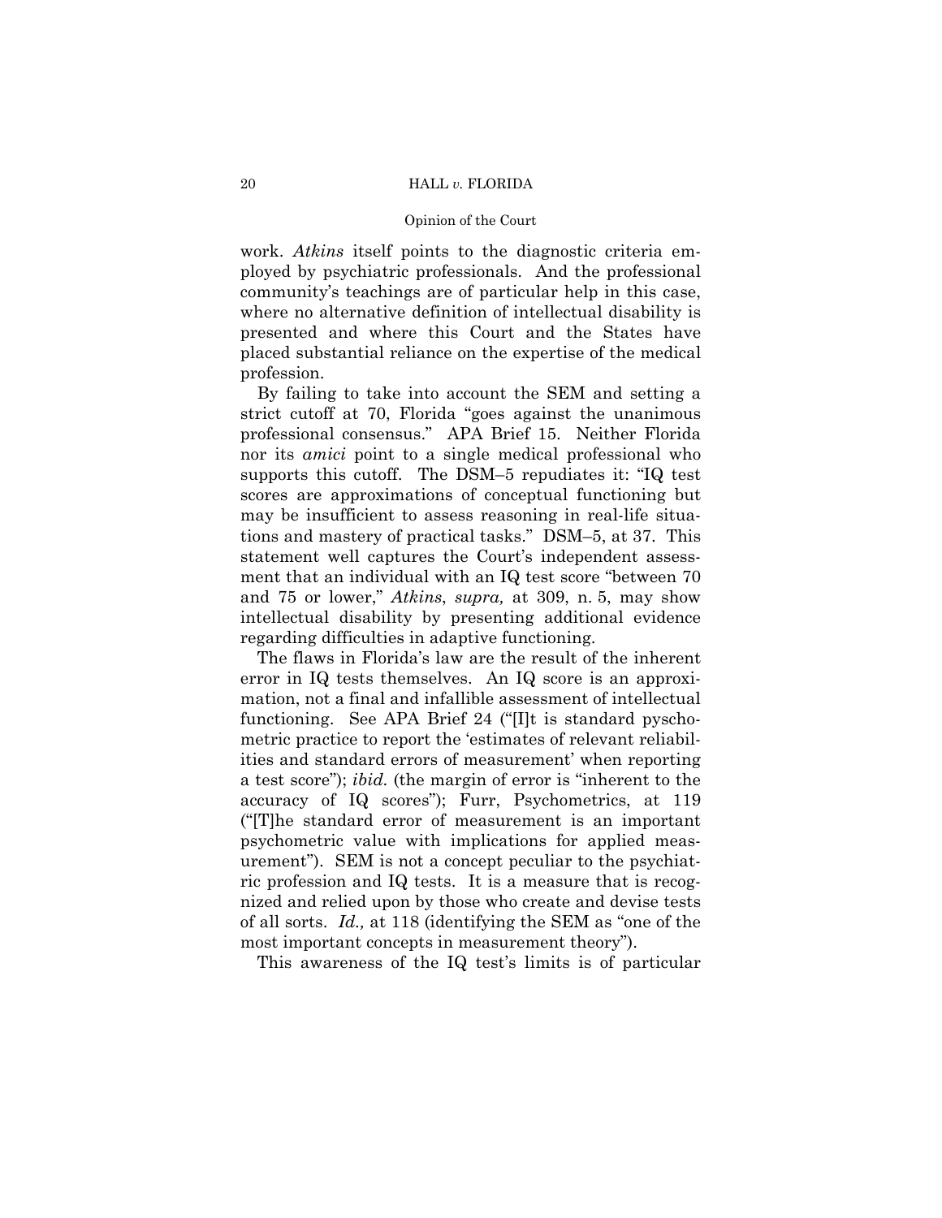work. *Atkins* itself points to the diagnostic criteria employed by psychiatric professionals. And the professional community's teachings are of particular help in this case, where no alternative definition of intellectual disability is presented and where this Court and the States have placed substantial reliance on the expertise of the medical profession.

By failing to take into account the SEM and setting a strict cutoff at 70, Florida "goes against the unanimous professional consensus." APA Brief 15. Neither Florida nor its *amici* point to a single medical professional who supports this cutoff. The DSM–5 repudiates it: "IQ test scores are approximations of conceptual functioning but may be insufficient to assess reasoning in real-life situations and mastery of practical tasks." DSM–5, at 37. This statement well captures the Court's independent assessment that an individual with an IQ test score "between 70 and 75 or lower," *Atkins*, *supra,* at 309, n. 5, may show intellectual disability by presenting additional evidence regarding difficulties in adaptive functioning.

The flaws in Florida's law are the result of the inherent error in IQ tests themselves. An IQ score is an approximation, not a final and infallible assessment of intellectual functioning. See APA Brief 24 ("[I]t is standard pyschometric practice to report the 'estimates of relevant reliabilities and standard errors of measurement' when reporting a test score"); *ibid.* (the margin of error is "inherent to the accuracy of IQ scores"); Furr, Psychometrics, at 119 ("[T]he standard error of measurement is an important psychometric value with implications for applied measurement"). SEM is not a concept peculiar to the psychiatric profession and IQ tests. It is a measure that is recognized and relied upon by those who create and devise tests of all sorts. *Id.,* at 118 (identifying the SEM as "one of the most important concepts in measurement theory").

This awareness of the IQ test's limits is of particular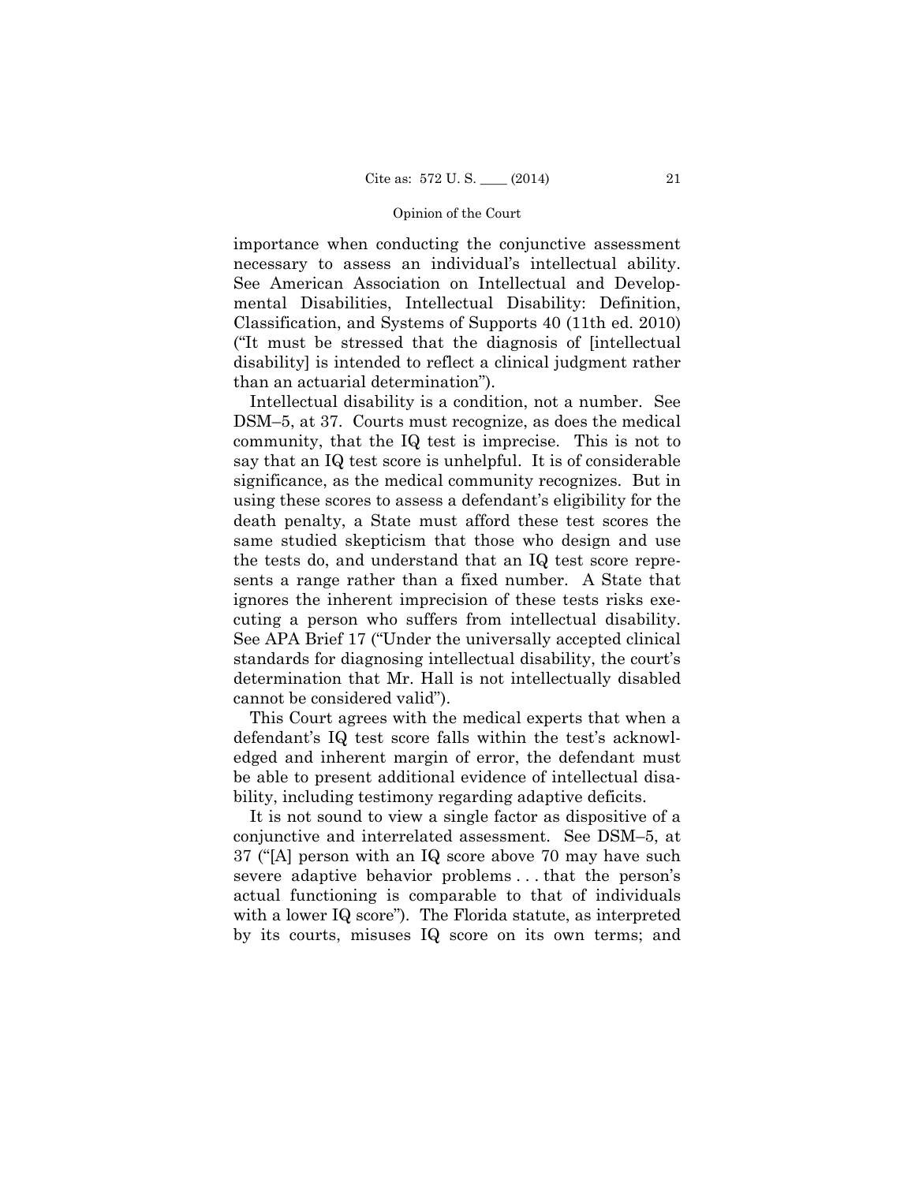importance when conducting the conjunctive assessment necessary to assess an individual's intellectual ability. See American Association on Intellectual and Developmental Disabilities, Intellectual Disability: Definition, Classification, and Systems of Supports 40 (11th ed. 2010) ("It must be stressed that the diagnosis of [intellectual disability] is intended to reflect a clinical judgment rather than an actuarial determination").

Intellectual disability is a condition, not a number. See DSM–5, at 37. Courts must recognize, as does the medical community, that the IQ test is imprecise. This is not to say that an IQ test score is unhelpful. It is of considerable significance, as the medical community recognizes. But in using these scores to assess a defendant's eligibility for the death penalty, a State must afford these test scores the same studied skepticism that those who design and use the tests do, and understand that an IQ test score represents a range rather than a fixed number. A State that ignores the inherent imprecision of these tests risks executing a person who suffers from intellectual disability. See APA Brief 17 ("Under the universally accepted clinical standards for diagnosing intellectual disability, the court's determination that Mr. Hall is not intellectually disabled cannot be considered valid").

This Court agrees with the medical experts that when a defendant's IQ test score falls within the test's acknowledged and inherent margin of error, the defendant must be able to present additional evidence of intellectual disability, including testimony regarding adaptive deficits.

It is not sound to view a single factor as dispositive of a conjunctive and interrelated assessment. See DSM–5, at 37 ("[A] person with an IQ score above 70 may have such severe adaptive behavior problems . . . that the person's actual functioning is comparable to that of individuals with a lower IQ score"). The Florida statute, as interpreted by its courts, misuses IQ score on its own terms; and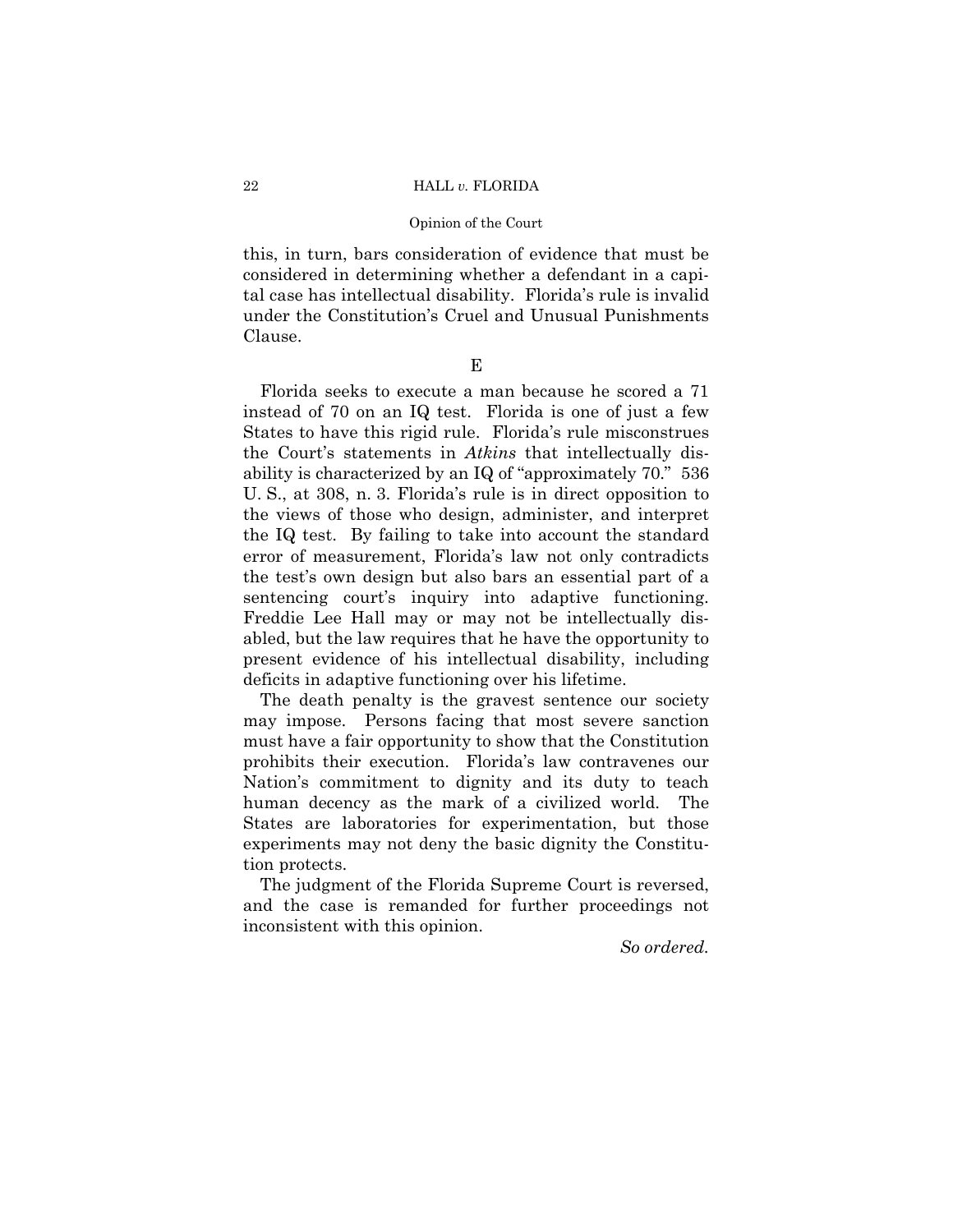this, in turn, bars consideration of evidence that must be considered in determining whether a defendant in a capital case has intellectual disability. Florida's rule is invalid under the Constitution's Cruel and Unusual Punishments Clause.

### E

Florida seeks to execute a man because he scored a 71 instead of 70 on an IQ test. Florida is one of just a few States to have this rigid rule. Florida's rule misconstrues the Court's statements in *Atkins* that intellectually disability is characterized by an IQ of "approximately 70." 536 U. S., at 308, n. 3. Florida's rule is in direct opposition to the views of those who design, administer, and interpret the IQ test. By failing to take into account the standard error of measurement, Florida's law not only contradicts the test's own design but also bars an essential part of a sentencing court's inquiry into adaptive functioning. Freddie Lee Hall may or may not be intellectually disabled, but the law requires that he have the opportunity to present evidence of his intellectual disability, including deficits in adaptive functioning over his lifetime.

The death penalty is the gravest sentence our society may impose. Persons facing that most severe sanction must have a fair opportunity to show that the Constitution prohibits their execution. Florida's law contravenes our Nation's commitment to dignity and its duty to teach human decency as the mark of a civilized world. The States are laboratories for experimentation, but those experiments may not deny the basic dignity the Constitution protects.

The judgment of the Florida Supreme Court is reversed, and the case is remanded for further proceedings not inconsistent with this opinion.

*So ordered.*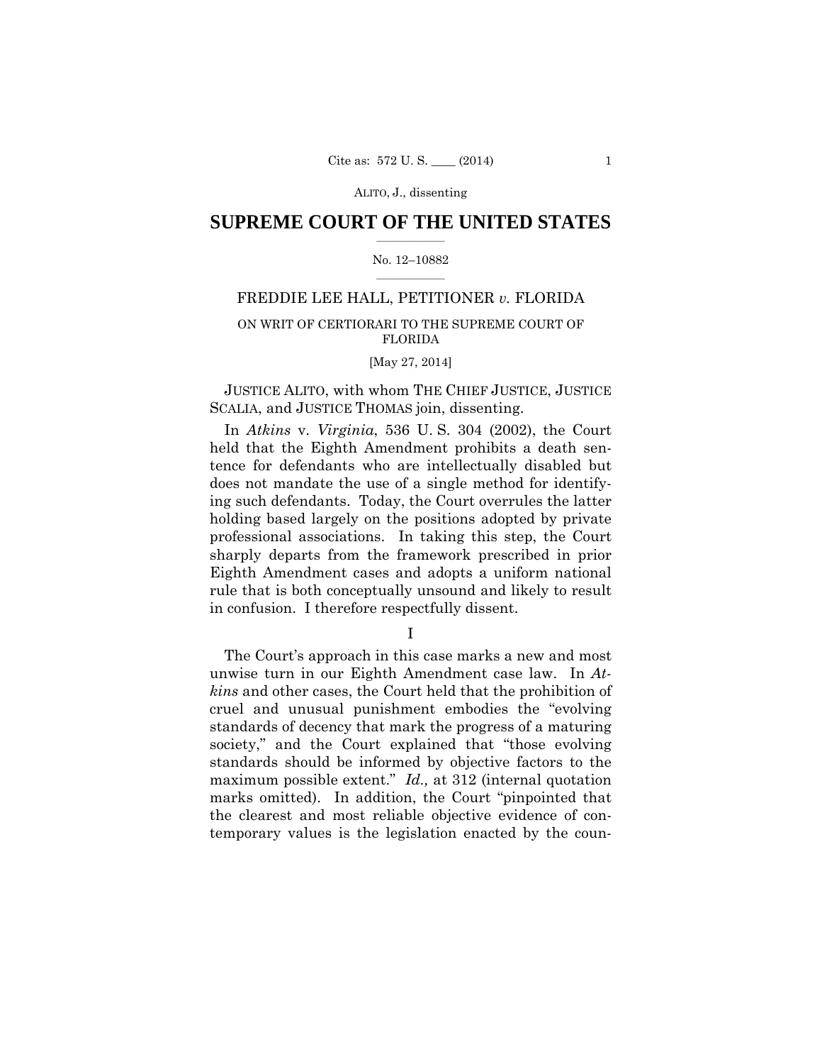# SUPREME COURT OF THE UNITED STATES

No. 12–10882

FREDDIE LEE HALL, PETITIONER *v.* FLORIDA

ON WRIT OF CERTIORARI TO THE SUPREME COURT OF FLORIDA

[May 27, 2014]

JUSTICE ALITO, with whom THE CHIEF JUSTICE, JUSTICE SCALIA, and JUSTICE THOMAS join, dissenting.

In *Atkins* v. *Virginia*, 536 U. S. 304 (2002), the Court held that the Eighth Amendment prohibits a death sentence for defendants who are intellectually disabled but does not mandate the use of a single method for identifying such defendants. Today, the Court overrules the latter holding based largely on the positions adopted by private professional associations. In taking this step, the Court sharply departs from the framework prescribed in prior Eighth Amendment cases and adopts a uniform national rule that is both conceptually unsound and likely to result in confusion. I therefore respectfully dissent.

I

The Court's approach in this case marks a new and most unwise turn in our Eighth Amendment case law. In *Atkins* and other cases, the Court held that the prohibition of cruel and unusual punishment embodies the "evolving standards of decency that mark the progress of a maturing society," and the Court explained that "those evolving standards should be informed by objective factors to the maximum possible extent." *Id.,* at 312 (internal quotation marks omitted). In addition, the Court "pinpointed that the clearest and most reliable objective evidence of contemporary values is the legislation enacted by the coun-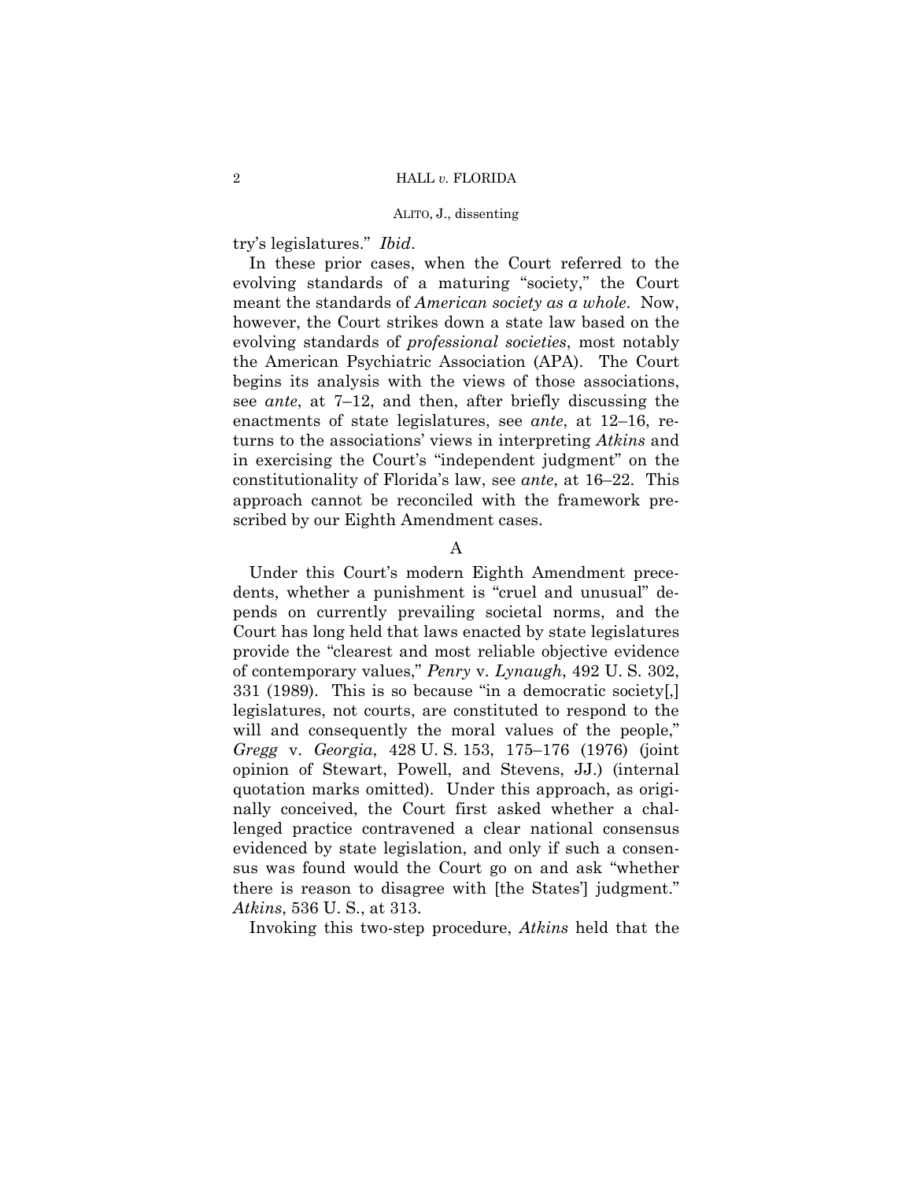try's legislatures." *Ibid*.

In these prior cases, when the Court referred to the evolving standards of a maturing "society," the Court meant the standards of *American society as a whole*. Now, however, the Court strikes down a state law based on the evolving standards of *professional societies*, most notably the American Psychiatric Association (APA). The Court begins its analysis with the views of those associations, see *ante*, at 7–12, and then, after briefly discussing the enactments of state legislatures, see *ante*, at 12–16, returns to the associations' views in interpreting *Atkins* and in exercising the Court's "independent judgment" on the constitutionality of Florida's law, see *ante*, at 16–22. This approach cannot be reconciled with the framework prescribed by our Eighth Amendment cases.

A

Under this Court's modern Eighth Amendment precedents, whether a punishment is "cruel and unusual" depends on currently prevailing societal norms, and the Court has long held that laws enacted by state legislatures provide the "clearest and most reliable objective evidence of contemporary values," *Penry* v. *Lynaugh*, 492 U. S. 302, 331 (1989). This is so because "in a democratic society[,] legislatures, not courts, are constituted to respond to the will and consequently the moral values of the people," *Gregg* v. *Georgia*, 428 U. S. 153, 175–176 (1976) (joint opinion of Stewart, Powell, and Stevens, JJ.) (internal quotation marks omitted). Under this approach, as originally conceived, the Court first asked whether a challenged practice contravened a clear national consensus evidenced by state legislation, and only if such a consensus was found would the Court go on and ask "whether there is reason to disagree with [the States'] judgment." *Atkins*, 536 U. S., at 313.

Invoking this two-step procedure, *Atkins* held that the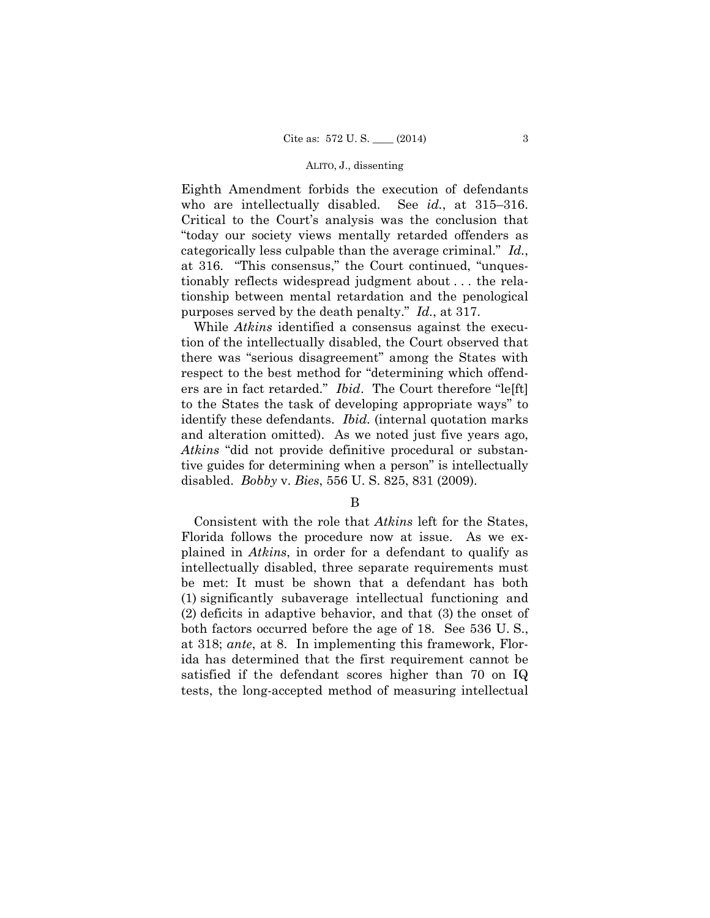Eighth Amendment forbids the execution of defendants who are intellectually disabled. See *id.*, at 315–316. Critical to the Court's analysis was the conclusion that "today our society views mentally retarded offenders as categorically less culpable than the average criminal." *Id.*, at 316. "This consensus," the Court continued, "unquestionably reflects widespread judgment about . . . the relationship between mental retardation and the penological purposes served by the death penalty." *Id.*, at 317.

While *Atkins* identified a consensus against the execution of the intellectually disabled, the Court observed that there was "serious disagreement" among the States with respect to the best method for "determining which offenders are in fact retarded." *Ibid*. The Court therefore "le[ft] to the States the task of developing appropriate ways" to identify these defendants. *Ibid.* (internal quotation marks and alteration omitted). As we noted just five years ago, *Atkins* "did not provide definitive procedural or substantive guides for determining when a person" is intellectually disabled. *Bobby* v. *Bies*, 556 U. S. 825, 831 (2009).

B

Consistent with the role that *Atkins* left for the States, Florida follows the procedure now at issue. As we explained in *Atkins*, in order for a defendant to qualify as intellectually disabled, three separate requirements must be met: It must be shown that a defendant has both (1) significantly subaverage intellectual functioning and (2) deficits in adaptive behavior, and that (3) the onset of both factors occurred before the age of 18. See 536 U. S., at 318; *ante*, at 8. In implementing this framework, Florida has determined that the first requirement cannot be satisfied if the defendant scores higher than 70 on IQ tests, the long-accepted method of measuring intellectual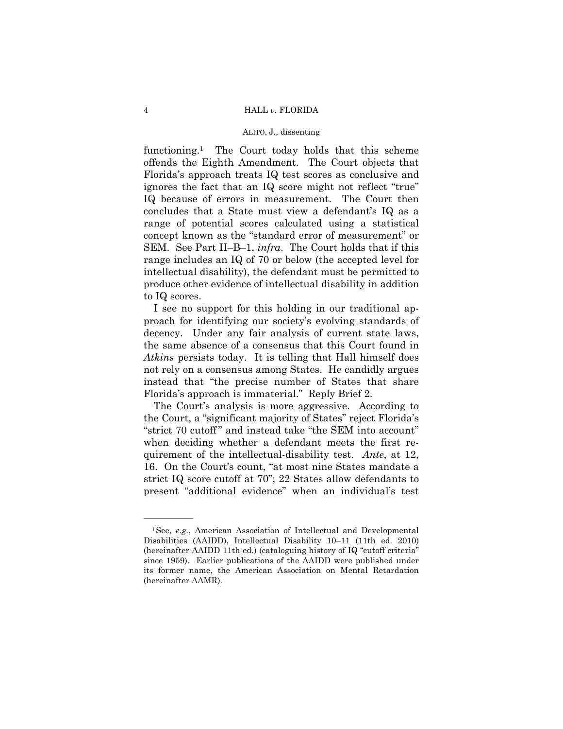functioning.[1] The Court today holds that this scheme offends the Eighth Amendment. The Court objects that Florida's approach treats IQ test scores as conclusive and ignores the fact that an IQ score might not reflect "true" IQ because of errors in measurement. The Court then concludes that a State must view a defendant's IQ as a range of potential scores calculated using a statistical concept known as the "standard error of measurement" or SEM. See Part II–B–1, *infra*. The Court holds that if this range includes an IQ of 70 or below (the accepted level for intellectual disability), the defendant must be permitted to produce other evidence of intellectual disability in addition to IQ scores.

I see no support for this holding in our traditional approach for identifying our society's evolving standards of decency. Under any fair analysis of current state laws, the same absence of a consensus that this Court found in *Atkins* persists today. It is telling that Hall himself does not rely on a consensus among States. He candidly argues instead that "the precise number of States that share Florida's approach is immaterial." Reply Brief 2.

The Court's analysis is more aggressive. According to the Court, a "significant majority of States" reject Florida's "strict 70 cutoff" and instead take "the SEM into account" when deciding whether a defendant meets the first requirement of the intellectual-disability test. *Ante*, at 12, 16. On the Court's count, "at most nine States mandate a strict IQ score cutoff at 70"; 22 States allow defendants to present "additional evidence" when an individual's test

---

[1] See, *e.g.*, American Association of Intellectual and Developmental Disabilities (AAIDD), Intellectual Disability 10–11 (11th ed. 2010) (hereinafter AAIDD 11th ed.) (cataloguing history of IQ "cutoff criteria" since 1959). Earlier publications of the AAIDD were published under its former name, the American Association on Mental Retardation (hereinafter AAMR).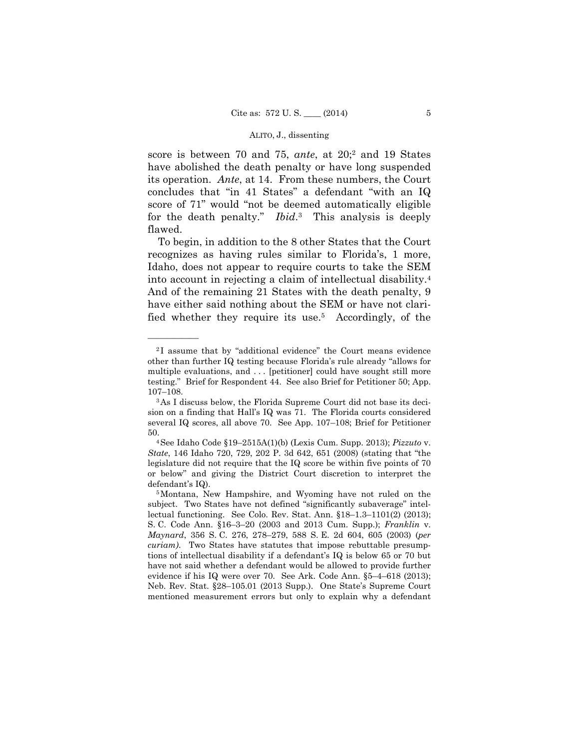score is between 70 and 75, *ante*, at 20;[2] and 19 States have abolished the death penalty or have long suspended its operation. *Ante*, at 14. From these numbers, the Court concludes that "in 41 States" a defendant "with an IQ score of 71" would "not be deemed automatically eligible for the death penalty." *Ibid*.[3] This analysis is deeply flawed.

To begin, in addition to the 8 other States that the Court recognizes as having rules similar to Florida's, 1 more, Idaho, does not appear to require courts to take the SEM into account in rejecting a claim of intellectual disability.[4] And of the remaining 21 States with the death penalty, 9 have either said nothing about the SEM or have not clarified whether they require its use.[5] Accordingly, of the

---

[2] I assume that by "additional evidence" the Court means evidence other than further IQ testing because Florida's rule already "allows for multiple evaluations, and . . . [petitioner] could have sought still more testing." Brief for Respondent 44. See also Brief for Petitioner 50; App. 107–108.

[3] As I discuss below, the Florida Supreme Court did not base its decision on a finding that Hall's IQ was 71. The Florida courts considered several IQ scores, all above 70. See App. 107–108; Brief for Petitioner 50.

[4] See Idaho Code §19–2515A(1)(b) (Lexis Cum. Supp. 2013); *Pizzuto* v. *State*, 146 Idaho 720, 729, 202 P. 3d 642, 651 (2008) (stating that "the legislature did not require that the IQ score be within five points of 70 or below" and giving the District Court discretion to interpret the defendant's IQ).

[5] Montana, New Hampshire, and Wyoming have not ruled on the subject. Two States have not defined "significantly subaverage" intellectual functioning. See Colo. Rev. Stat. Ann. §18–1.3–1101(2) (2013); S. C. Code Ann. §16–3–20 (2003 and 2013 Cum. Supp.); *Franklin* v. *Maynard*, 356 S. C. 276, 278–279, 588 S. E. 2d 604, 605 (2003) (*per curiam)*. Two States have statutes that impose rebuttable presumptions of intellectual disability if a defendant's IQ is below 65 or 70 but have not said whether a defendant would be allowed to provide further evidence if his IQ were over 70. See Ark. Code Ann. §5–4–618 (2013); Neb. Rev. Stat. §28–105.01 (2013 Supp.). One State's Supreme Court mentioned measurement errors but only to explain why a defendant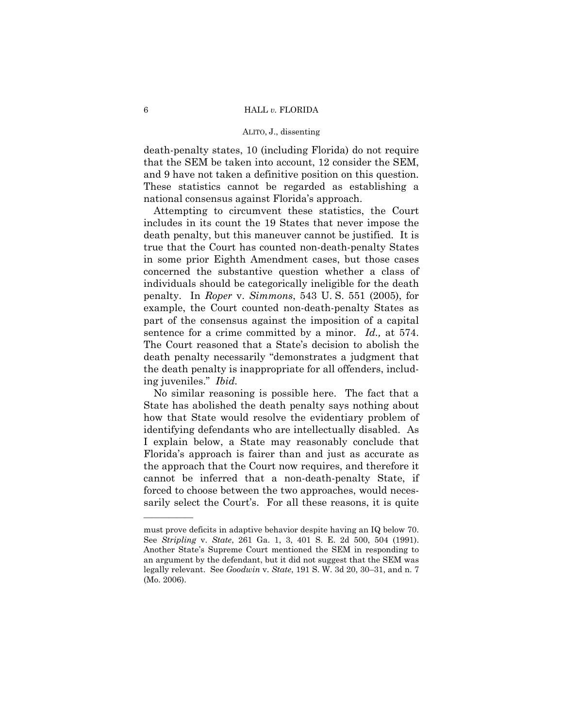death-penalty states, 10 (including Florida) do not require that the SEM be taken into account, 12 consider the SEM, and 9 have not taken a definitive position on this question. These statistics cannot be regarded as establishing a national consensus against Florida's approach.

Attempting to circumvent these statistics, the Court includes in its count the 19 States that never impose the death penalty, but this maneuver cannot be justified. It is true that the Court has counted non-death-penalty States in some prior Eighth Amendment cases, but those cases concerned the substantive question whether a class of individuals should be categorically ineligible for the death penalty. In *Roper* v. *Simmons*, 543 U. S. 551 (2005), for example, the Court counted non-death-penalty States as part of the consensus against the imposition of a capital sentence for a crime committed by a minor. *Id.,* at 574. The Court reasoned that a State's decision to abolish the death penalty necessarily "demonstrates a judgment that the death penalty is inappropriate for all offenders, including juveniles." *Ibid.*

No similar reasoning is possible here. The fact that a State has abolished the death penalty says nothing about how that State would resolve the evidentiary problem of identifying defendants who are intellectually disabled. As I explain below, a State may reasonably conclude that Florida's approach is fairer than and just as accurate as the approach that the Court now requires, and therefore it cannot be inferred that a non-death-penalty State, if forced to choose between the two approaches, would necessarily select the Court's. For all these reasons, it is quite

---

must prove deficits in adaptive behavior despite having an IQ below 70. See *Stripling* v. *State*, 261 Ga. 1, 3, 401 S. E. 2d 500, 504 (1991). Another State's Supreme Court mentioned the SEM in responding to an argument by the defendant, but it did not suggest that the SEM was legally relevant. See *Goodwin* v. *State*, 191 S. W. 3d 20, 30–31, and n. 7 (Mo. 2006).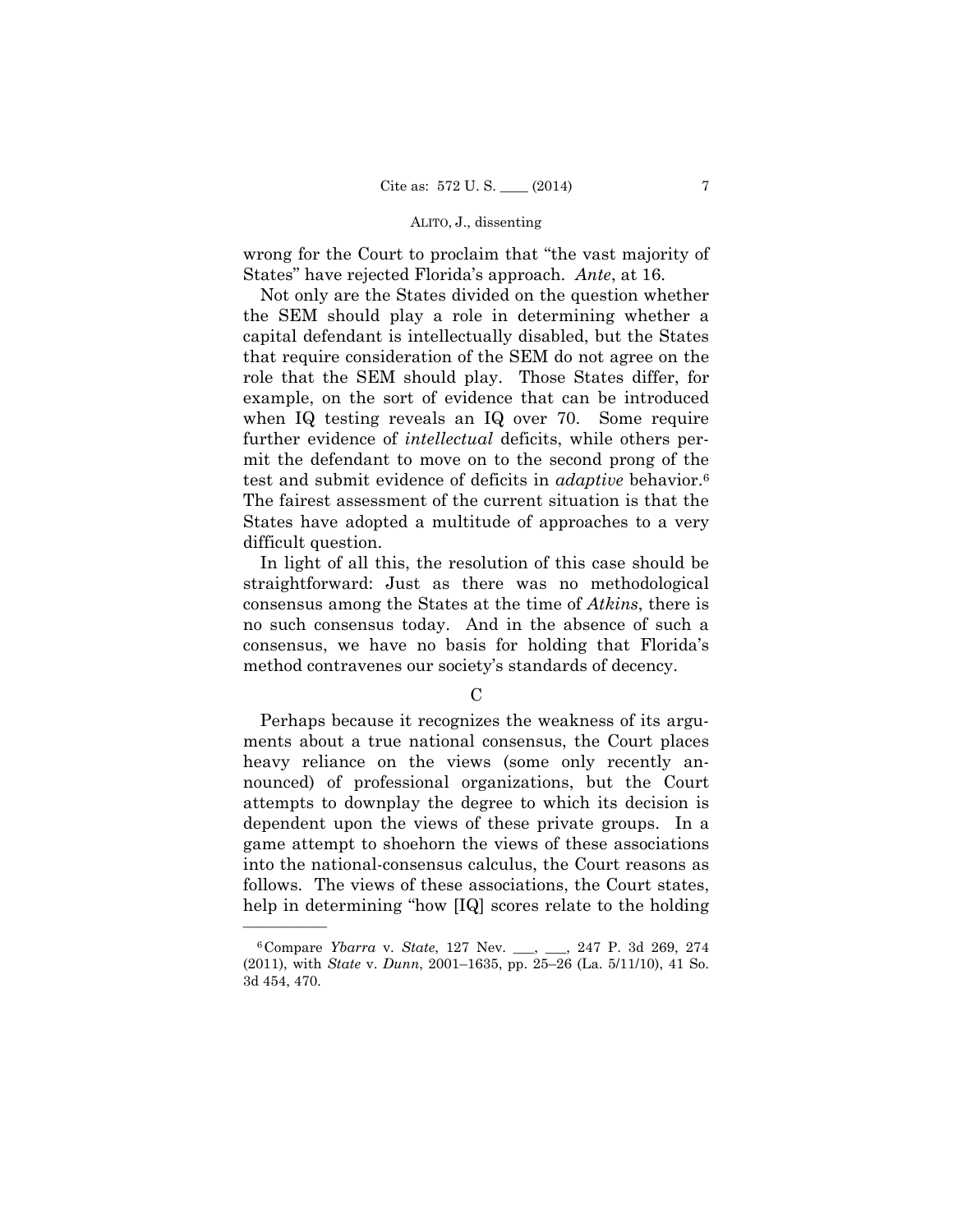wrong for the Court to proclaim that "the vast majority of States" have rejected Florida's approach. *Ante*, at 16.

Not only are the States divided on the question whether the SEM should play a role in determining whether a capital defendant is intellectually disabled, but the States that require consideration of the SEM do not agree on the role that the SEM should play. Those States differ, for example, on the sort of evidence that can be introduced when IQ testing reveals an IQ over 70. Some require further evidence of *intellectual* deficits, while others permit the defendant to move on to the second prong of the test and submit evidence of deficits in *adaptive* behavior.[6] The fairest assessment of the current situation is that the States have adopted a multitude of approaches to a very difficult question.

In light of all this, the resolution of this case should be straightforward: Just as there was no methodological consensus among the States at the time of *Atkins*, there is no such consensus today. And in the absence of such a consensus, we have no basis for holding that Florida's method contravenes our society's standards of decency.

### C

Perhaps because it recognizes the weakness of its arguments about a true national consensus, the Court places heavy reliance on the views (some only recently announced) of professional organizations, but the Court attempts to downplay the degree to which its decision is dependent upon the views of these private groups. In a game attempt to shoehorn the views of these associations into the national-consensus calculus, the Court reasons as follows. The views of these associations, the Court states, help in determining "how [IQ] scores relate to the holding

---

[6] Compare *Ybarra* v. *State*, 127 Nev. ___, ___, 247 P. 3d 269, 274 (2011), with *State* v. *Dunn*, 2001–1635, pp. 25–26 (La. 5/11/10), 41 So. 3d 454, 470.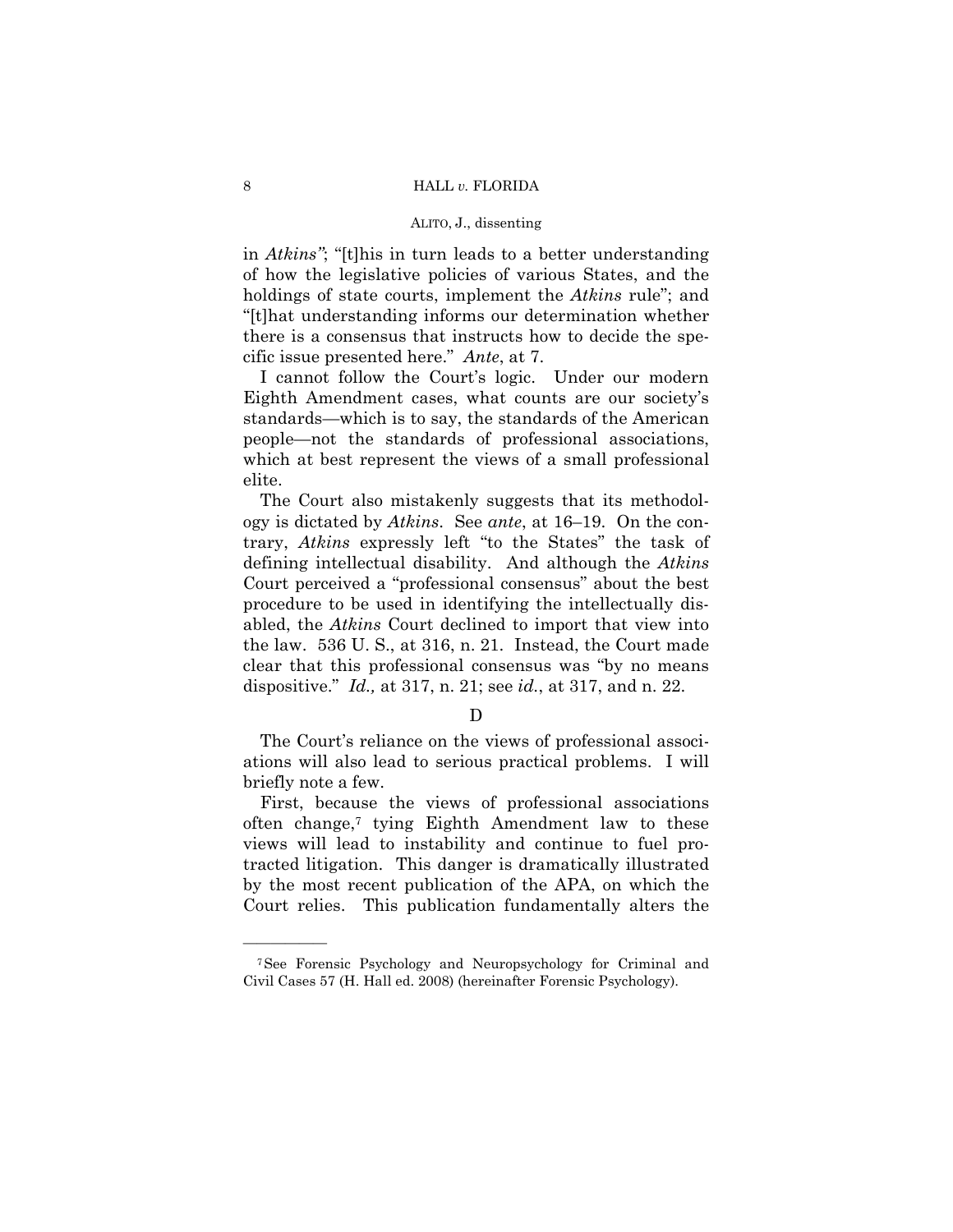in *Atkins"*; "[t]his in turn leads to a better understanding of how the legislative policies of various States, and the holdings of state courts, implement the *Atkins* rule"; and "[t]hat understanding informs our determination whether there is a consensus that instructs how to decide the specific issue presented here." *Ante*, at 7.

I cannot follow the Court's logic. Under our modern Eighth Amendment cases, what counts are our society's standards—which is to say, the standards of the American people—not the standards of professional associations, which at best represent the views of a small professional elite.

The Court also mistakenly suggests that its methodology is dictated by *Atkins*. See *ante*, at 16–19. On the contrary, *Atkins* expressly left "to the States" the task of defining intellectual disability. And although the *Atkins* Court perceived a "professional consensus" about the best procedure to be used in identifying the intellectually disabled, the *Atkins* Court declined to import that view into the law. 536 U. S., at 316, n. 21. Instead, the Court made clear that this professional consensus was "by no means dispositive." *Id.,* at 317, n. 21; see *id.*, at 317, and n. 22.

D

The Court's reliance on the views of professional associations will also lead to serious practical problems. I will briefly note a few.

First, because the views of professional associations often change,[7] tying Eighth Amendment law to these views will lead to instability and continue to fuel protracted litigation. This danger is dramatically illustrated by the most recent publication of the APA, on which the Court relies. This publication fundamentally alters the

———————

[7] See Forensic Psychology and Neuropsychology for Criminal and Civil Cases 57 (H. Hall ed. 2008) (hereinafter Forensic Psychology).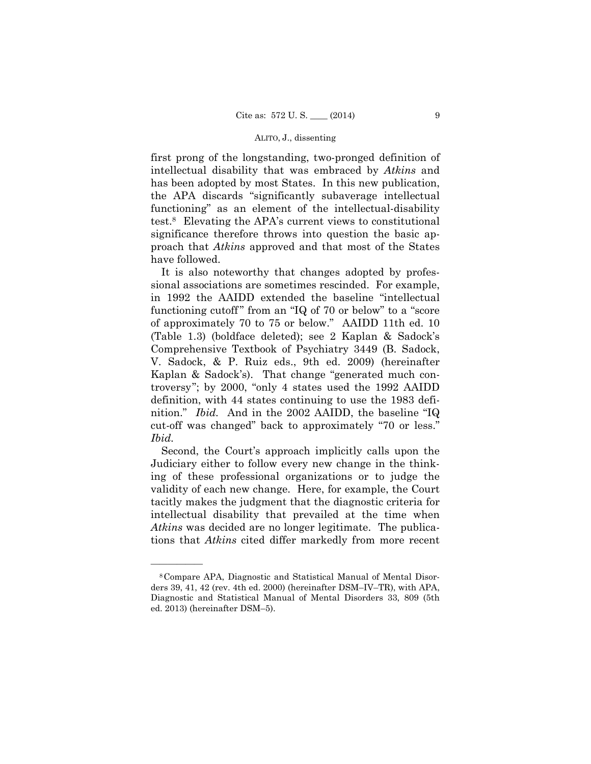first prong of the longstanding, two-pronged definition of intellectual disability that was embraced by *Atkins* and has been adopted by most States. In this new publication, the APA discards "significantly subaverage intellectual functioning" as an element of the intellectual-disability test.[8] Elevating the APA's current views to constitutional significance therefore throws into question the basic approach that *Atkins* approved and that most of the States have followed.

It is also noteworthy that changes adopted by professional associations are sometimes rescinded. For example, in 1992 the AAIDD extended the baseline "intellectual functioning cutoff" from an "IQ of 70 or below" to a "score of approximately 70 to 75 or below." AAIDD 11th ed. 10 (Table 1.3) (boldface deleted); see 2 Kaplan & Sadock's Comprehensive Textbook of Psychiatry 3449 (B. Sadock, V. Sadock, & P. Ruiz eds., 9th ed. 2009) (hereinafter Kaplan & Sadock's). That change "generated much controversy"; by 2000, "only 4 states used the 1992 AAIDD definition, with 44 states continuing to use the 1983 definition." *Ibid.* And in the 2002 AAIDD, the baseline "IQ cut-off was changed" back to approximately "70 or less." *Ibid.*

Second, the Court's approach implicitly calls upon the Judiciary either to follow every new change in the thinking of these professional organizations or to judge the validity of each new change. Here, for example, the Court tacitly makes the judgment that the diagnostic criteria for intellectual disability that prevailed at the time when *Atkins* was decided are no longer legitimate. The publications that *Atkins* cited differ markedly from more recent

---

[8] Compare APA, Diagnostic and Statistical Manual of Mental Disorders 39, 41, 42 (rev. 4th ed. 2000) (hereinafter DSM–IV–TR), with APA, Diagnostic and Statistical Manual of Mental Disorders 33, 809 (5th ed. 2013) (hereinafter DSM–5).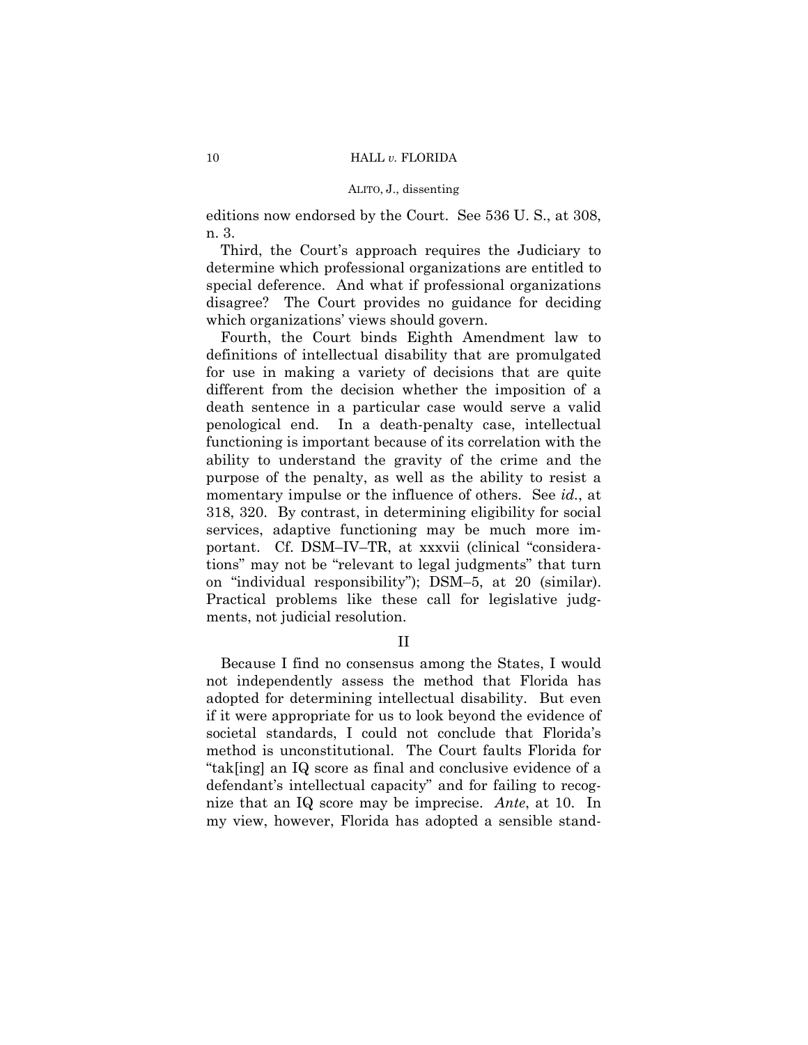editions now endorsed by the Court. See 536 U. S., at 308, n. 3.

Third, the Court's approach requires the Judiciary to determine which professional organizations are entitled to special deference. And what if professional organizations disagree? The Court provides no guidance for deciding which organizations' views should govern.

Fourth, the Court binds Eighth Amendment law to definitions of intellectual disability that are promulgated for use in making a variety of decisions that are quite different from the decision whether the imposition of a death sentence in a particular case would serve a valid penological end. In a death-penalty case, intellectual functioning is important because of its correlation with the ability to understand the gravity of the crime and the purpose of the penalty, as well as the ability to resist a momentary impulse or the influence of others. See *id.*, at 318, 320. By contrast, in determining eligibility for social services, adaptive functioning may be much more important. Cf. DSM–IV–TR, at xxxvii (clinical "considerations" may not be "relevant to legal judgments" that turn on "individual responsibility"); DSM–5, at 20 (similar). Practical problems like these call for legislative judgments, not judicial resolution.

## II

Because I find no consensus among the States, I would not independently assess the method that Florida has adopted for determining intellectual disability. But even if it were appropriate for us to look beyond the evidence of societal standards, I could not conclude that Florida's method is unconstitutional. The Court faults Florida for "tak[ing] an IQ score as final and conclusive evidence of a defendant's intellectual capacity" and for failing to recognize that an IQ score may be imprecise. *Ante*, at 10. In my view, however, Florida has adopted a sensible stand-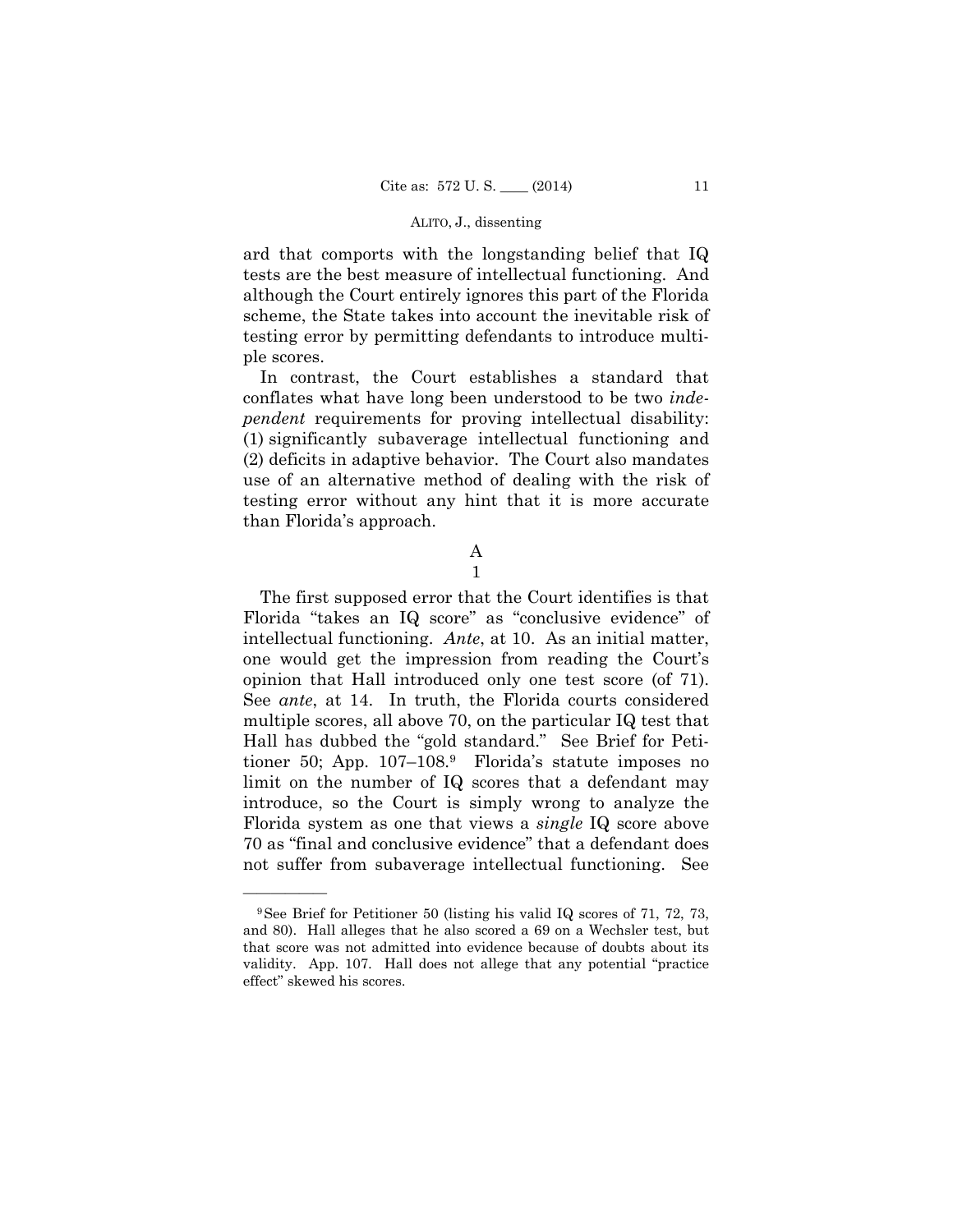ard that comports with the longstanding belief that IQ tests are the best measure of intellectual functioning. And although the Court entirely ignores this part of the Florida scheme, the State takes into account the inevitable risk of testing error by permitting defendants to introduce multiple scores.

In contrast, the Court establishes a standard that conflates what have long been understood to be two *independent* requirements for proving intellectual disability: (1) significantly subaverage intellectual functioning and (2) deficits in adaptive behavior. The Court also mandates use of an alternative method of dealing with the risk of testing error without any hint that it is more accurate than Florida's approach.

## A

### 1

The first supposed error that the Court identifies is that Florida "takes an IQ score" as "conclusive evidence" of intellectual functioning. *Ante*, at 10. As an initial matter, one would get the impression from reading the Court's opinion that Hall introduced only one test score (of 71). See *ante*, at 14. In truth, the Florida courts considered multiple scores, all above 70, on the particular IQ test that Hall has dubbed the "gold standard." See Brief for Petitioner 50; App. 107–108.[9] Florida's statute imposes no limit on the number of IQ scores that a defendant may introduce, so the Court is simply wrong to analyze the Florida system as one that views a *single* IQ score above 70 as "final and conclusive evidence" that a defendant does not suffer from subaverage intellectual functioning. See

---

[9] See Brief for Petitioner 50 (listing his valid IQ scores of 71, 72, 73, and 80). Hall alleges that he also scored a 69 on a Wechsler test, but that score was not admitted into evidence because of doubts about its validity. App. 107. Hall does not allege that any potential "practice effect" skewed his scores.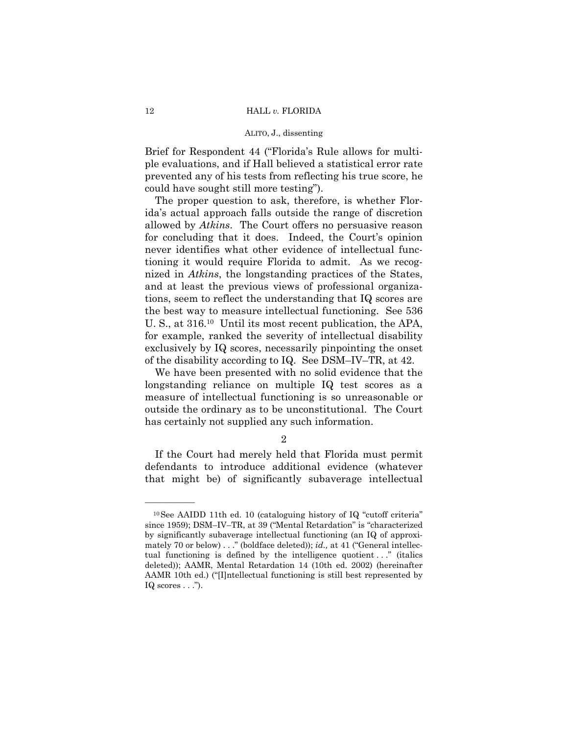Brief for Respondent 44 ("Florida's Rule allows for multiple evaluations, and if Hall believed a statistical error rate prevented any of his tests from reflecting his true score, he could have sought still more testing").

The proper question to ask, therefore, is whether Florida's actual approach falls outside the range of discretion allowed by *Atkins*. The Court offers no persuasive reason for concluding that it does. Indeed, the Court's opinion never identifies what other evidence of intellectual functioning it would require Florida to admit. As we recognized in *Atkins*, the longstanding practices of the States, and at least the previous views of professional organizations, seem to reflect the understanding that IQ scores are the best way to measure intellectual functioning. See 536 U. S., at 316.[10] Until its most recent publication, the APA, for example, ranked the severity of intellectual disability exclusively by IQ scores, necessarily pinpointing the onset of the disability according to IQ. See DSM–IV–TR, at 42.

We have been presented with no solid evidence that the longstanding reliance on multiple IQ test scores as a measure of intellectual functioning is so unreasonable or outside the ordinary as to be unconstitutional. The Court has certainly not supplied any such information.

2

If the Court had merely held that Florida must permit defendants to introduce additional evidence (whatever that might be) of significantly subaverage intellectual

---

[10] See AAIDD 11th ed. 10 (cataloguing history of IQ "cutoff criteria" since 1959); DSM–IV–TR, at 39 ("Mental Retardation" is "characterized by significantly subaverage intellectual functioning (an IQ of approximately 70 or below) . . ." (boldface deleted)); *id.,* at 41 ("General intellectual functioning is defined by the intelligence quotient . . ." (italics deleted)); AAMR, Mental Retardation 14 (10th ed. 2002) (hereinafter AAMR 10th ed.) ("[I]ntellectual functioning is still best represented by IQ scores . . .").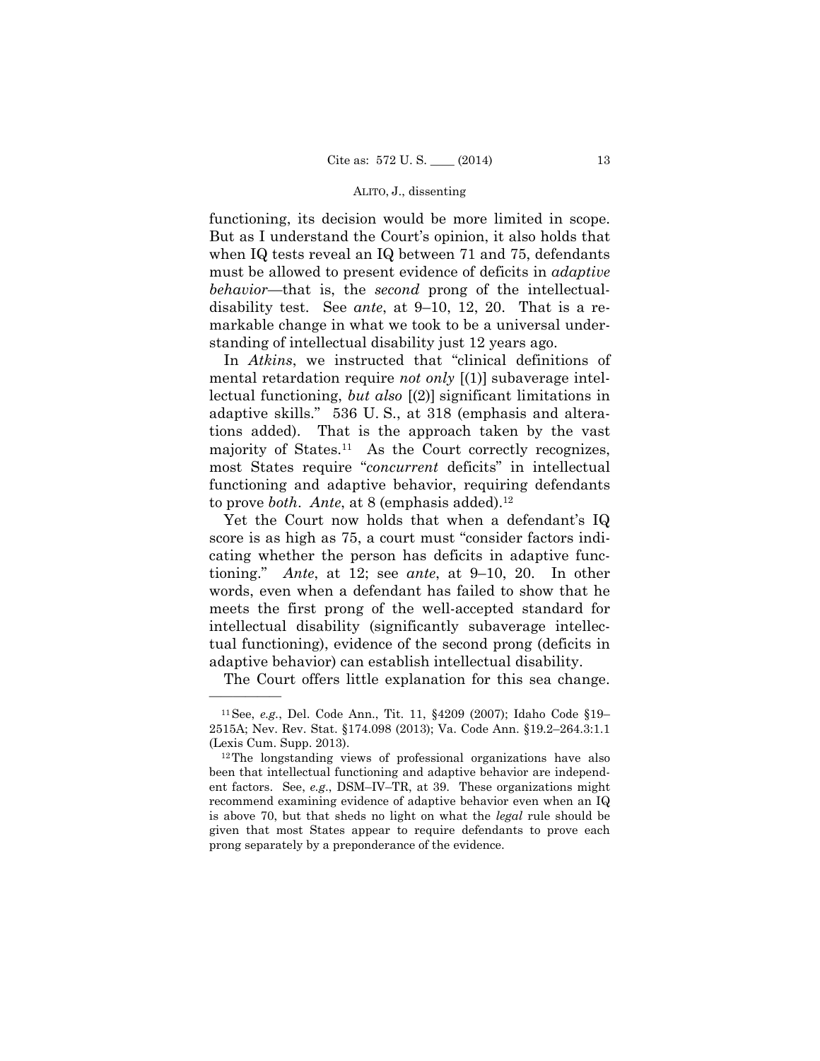functioning, its decision would be more limited in scope. But as I understand the Court's opinion, it also holds that when IQ tests reveal an IQ between 71 and 75, defendants must be allowed to present evidence of deficits in *adaptive behavior*—that is, the *second* prong of the intellectual-disability test. See *ante*, at 9–10, 12, 20. That is a remarkable change in what we took to be a universal understanding of intellectual disability just 12 years ago.

In *Atkins*, we instructed that "clinical definitions of mental retardation require *not only* [(1)] subaverage intellectual functioning, *but also* [(2)] significant limitations in adaptive skills." 536 U. S., at 318 (emphasis and alterations added). That is the approach taken by the vast majority of States.[11] As the Court correctly recognizes, most States require "*concurrent* deficits" in intellectual functioning and adaptive behavior, requiring defendants to prove *both*. *Ante*, at 8 (emphasis added).[12]

Yet the Court now holds that when a defendant's IQ score is as high as 75, a court must "consider factors indicating whether the person has deficits in adaptive functioning." *Ante*, at 12; see *ante*, at 9–10, 20. In other words, even when a defendant has failed to show that he meets the first prong of the well-accepted standard for intellectual disability (significantly subaverage intellectual functioning), evidence of the second prong (deficits in adaptive behavior) can establish intellectual disability.

The Court offers little explanation for this sea change.

---

[11] See, *e.g.*, Del. Code Ann., Tit. 11, §4209 (2007); Idaho Code §19–2515A; Nev. Rev. Stat. §174.098 (2013); Va. Code Ann. §19.2–264.3:1.1 (Lexis Cum. Supp. 2013).

[12] The longstanding views of professional organizations have also been that intellectual functioning and adaptive behavior are independent factors. See, *e.g.*, DSM–IV–TR, at 39. These organizations might recommend examining evidence of adaptive behavior even when an IQ is above 70, but that sheds no light on what the *legal* rule should be given that most States appear to require defendants to prove each prong separately by a preponderance of the evidence.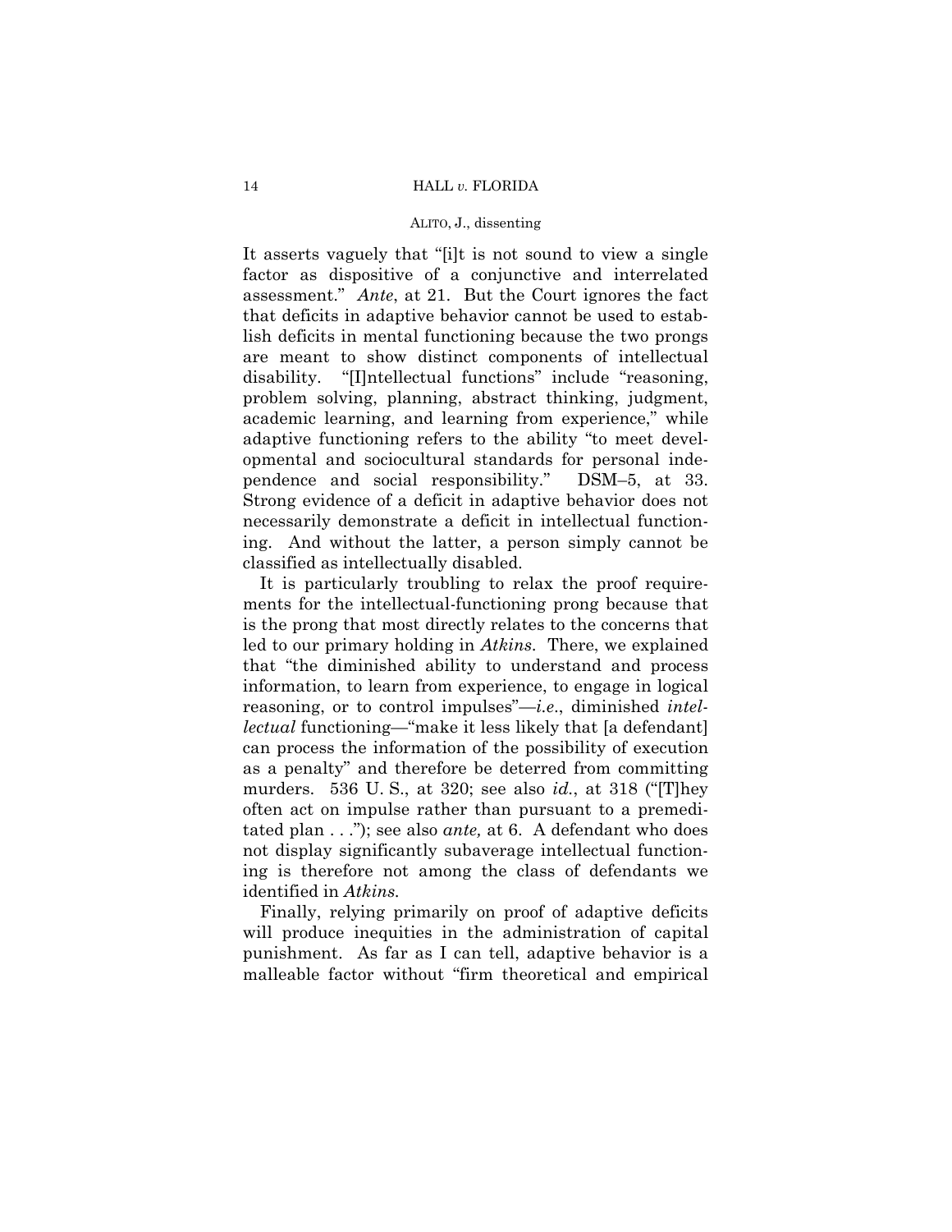It asserts vaguely that "[i]t is not sound to view a single factor as dispositive of a conjunctive and interrelated assessment." *Ante*, at 21. But the Court ignores the fact that deficits in adaptive behavior cannot be used to establish deficits in mental functioning because the two prongs are meant to show distinct components of intellectual disability. "[I]ntellectual functions" include "reasoning, problem solving, planning, abstract thinking, judgment, academic learning, and learning from experience," while adaptive functioning refers to the ability "to meet developmental and sociocultural standards for personal independence and social responsibility." DSM–5, at 33. Strong evidence of a deficit in adaptive behavior does not necessarily demonstrate a deficit in intellectual functioning. And without the latter, a person simply cannot be classified as intellectually disabled.

It is particularly troubling to relax the proof requirements for the intellectual-functioning prong because that is the prong that most directly relates to the concerns that led to our primary holding in *Atkins*. There, we explained that "the diminished ability to understand and process information, to learn from experience, to engage in logical reasoning, or to control impulses"—*i.e.*, diminished *intellectual* functioning—"make it less likely that [a defendant] can process the information of the possibility of execution as a penalty" and therefore be deterred from committing murders. 536 U. S., at 320; see also *id.*, at 318 ("[T]hey often act on impulse rather than pursuant to a premeditated plan . . ."); see also *ante,* at 6. A defendant who does not display significantly subaverage intellectual functioning is therefore not among the class of defendants we identified in *Atkins.*

Finally, relying primarily on proof of adaptive deficits will produce inequities in the administration of capital punishment. As far as I can tell, adaptive behavior is a malleable factor without "firm theoretical and empirical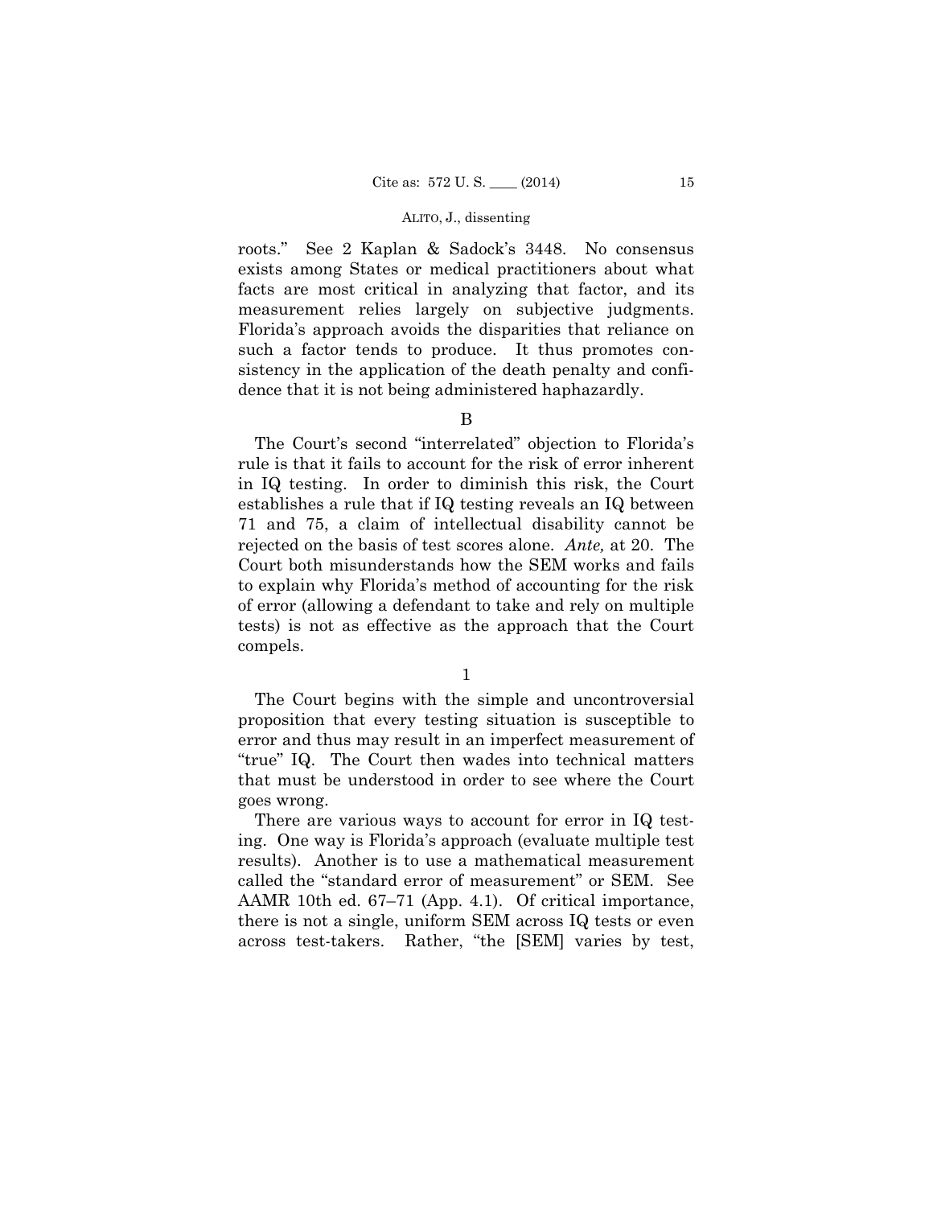roots." See 2 Kaplan & Sadock's 3448. No consensus exists among States or medical practitioners about what facts are most critical in analyzing that factor, and its measurement relies largely on subjective judgments. Florida's approach avoids the disparities that reliance on such a factor tends to produce. It thus promotes consistency in the application of the death penalty and confidence that it is not being administered haphazardly.

B

The Court's second "interrelated" objection to Florida's rule is that it fails to account for the risk of error inherent in IQ testing. In order to diminish this risk, the Court establishes a rule that if IQ testing reveals an IQ between 71 and 75, a claim of intellectual disability cannot be rejected on the basis of test scores alone. *Ante,* at 20. The Court both misunderstands how the SEM works and fails to explain why Florida's method of accounting for the risk of error (allowing a defendant to take and rely on multiple tests) is not as effective as the approach that the Court compels.

1

The Court begins with the simple and uncontroversial proposition that every testing situation is susceptible to error and thus may result in an imperfect measurement of "true" IQ. The Court then wades into technical matters that must be understood in order to see where the Court goes wrong.

There are various ways to account for error in IQ testing. One way is Florida's approach (evaluate multiple test results). Another is to use a mathematical measurement called the "standard error of measurement" or SEM. See AAMR 10th ed. 67–71 (App. 4.1). Of critical importance, there is not a single, uniform SEM across IQ tests or even across test-takers. Rather, "the [SEM] varies by test,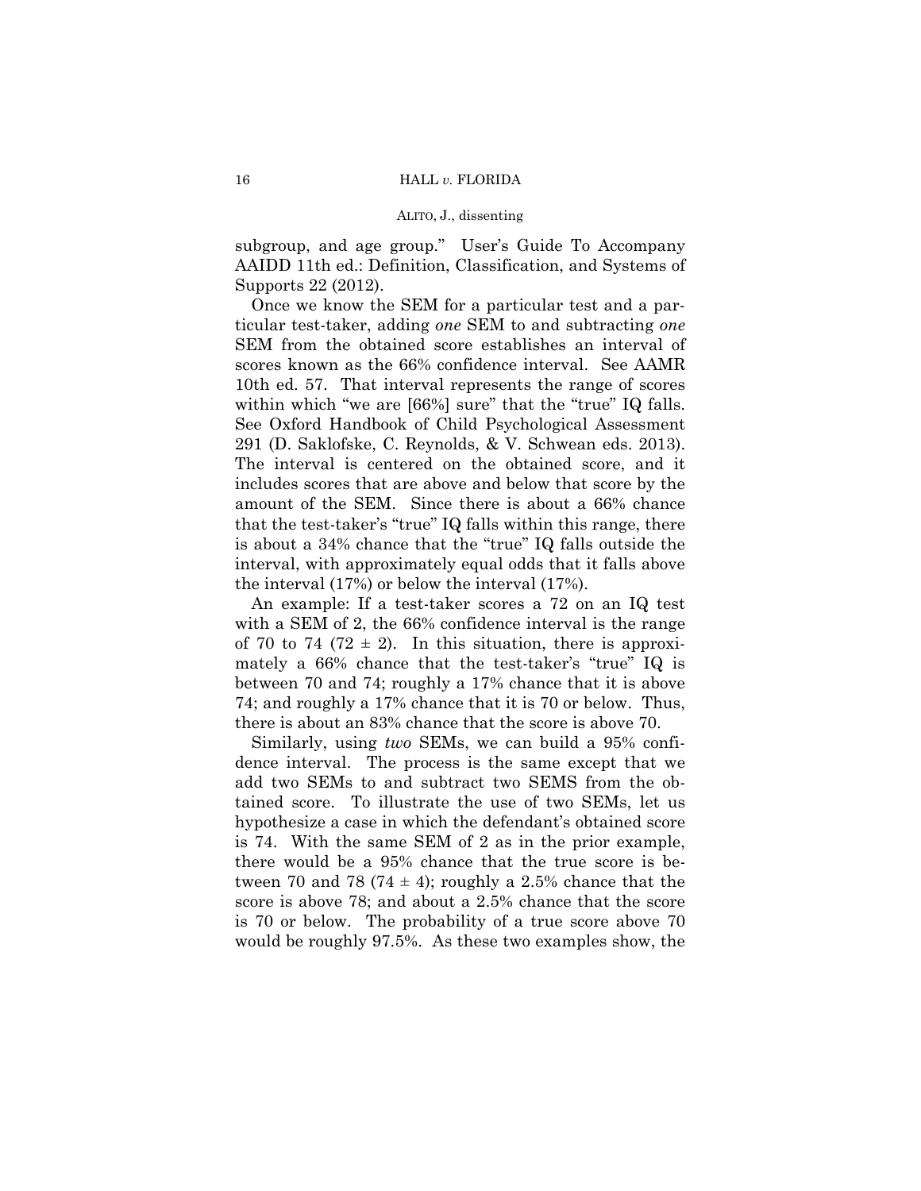subgroup, and age group." User's Guide To Accompany AAIDD 11th ed.: Definition, Classification, and Systems of Supports 22 (2012).

Once we know the SEM for a particular test and a particular test-taker, adding *one* SEM to and subtracting *one* SEM from the obtained score establishes an interval of scores known as the 66% confidence interval. See AAMR 10th ed. 57. That interval represents the range of scores within which "we are [66%] sure" that the "true" IQ falls. See Oxford Handbook of Child Psychological Assessment 291 (D. Saklofske, C. Reynolds, & V. Schwean eds. 2013). The interval is centered on the obtained score, and it includes scores that are above and below that score by the amount of the SEM. Since there is about a 66% chance that the test-taker's "true" IQ falls within this range, there is about a 34% chance that the "true" IQ falls outside the interval, with approximately equal odds that it falls above the interval (17%) or below the interval (17%).

An example: If a test-taker scores a 72 on an IQ test with a SEM of 2, the 66% confidence interval is the range of 70 to 74 (72 ± 2). In this situation, there is approximately a 66% chance that the test-taker's "true" IQ is between 70 and 74; roughly a 17% chance that it is above 74; and roughly a 17% chance that it is 70 or below. Thus, there is about an 83% chance that the score is above 70.

Similarly, using *two* SEMs, we can build a 95% confidence interval. The process is the same except that we add two SEMs to and subtract two SEMS from the obtained score. To illustrate the use of two SEMs, let us hypothesize a case in which the defendant's obtained score is 74. With the same SEM of 2 as in the prior example, there would be a 95% chance that the true score is between 70 and 78 (74 ± 4); roughly a 2.5% chance that the score is above 78; and about a 2.5% chance that the score is 70 or below. The probability of a true score above 70 would be roughly 97.5%. As these two examples show, the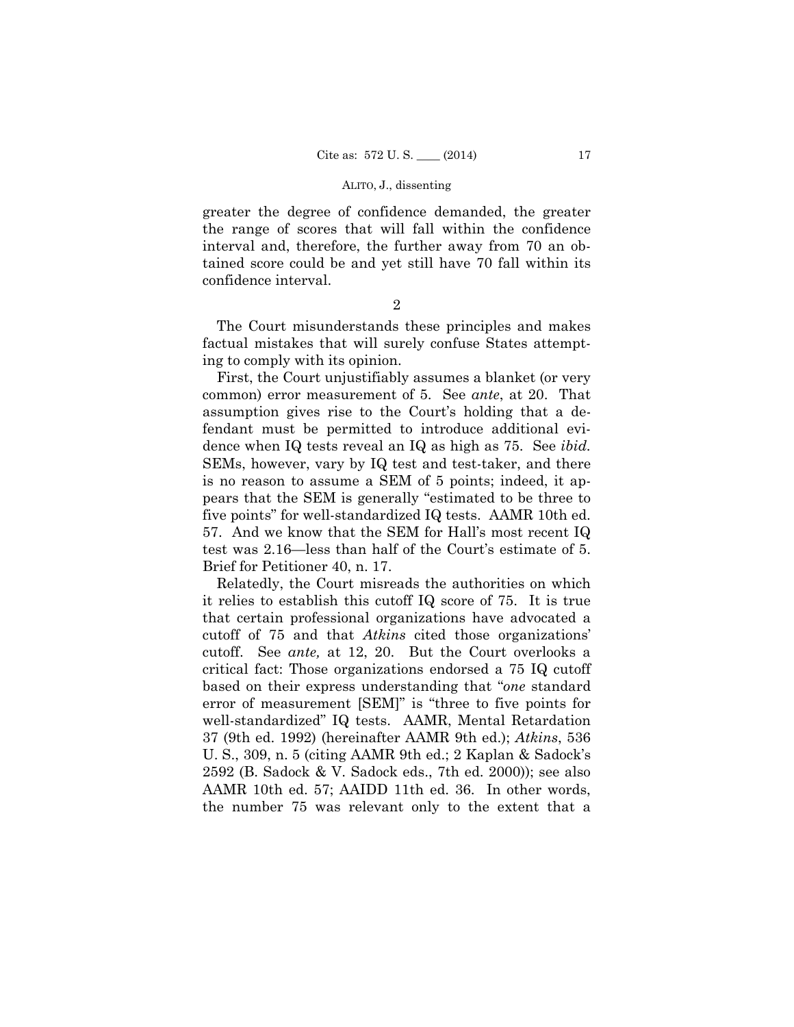greater the degree of confidence demanded, the greater the range of scores that will fall within the confidence interval and, therefore, the further away from 70 an obtained score could be and yet still have 70 fall within its confidence interval.

2

The Court misunderstands these principles and makes factual mistakes that will surely confuse States attempting to comply with its opinion.

First, the Court unjustifiably assumes a blanket (or very common) error measurement of 5. See *ante*, at 20. That assumption gives rise to the Court's holding that a defendant must be permitted to introduce additional evidence when IQ tests reveal an IQ as high as 75. See *ibid.* SEMs, however, vary by IQ test and test-taker, and there is no reason to assume a SEM of 5 points; indeed, it appears that the SEM is generally "estimated to be three to five points" for well-standardized IQ tests. AAMR 10th ed. 57. And we know that the SEM for Hall's most recent IQ test was 2.16—less than half of the Court's estimate of 5. Brief for Petitioner 40, n. 17.

Relatedly, the Court misreads the authorities on which it relies to establish this cutoff IQ score of 75. It is true that certain professional organizations have advocated a cutoff of 75 and that *Atkins* cited those organizations' cutoff. See *ante,* at 12, 20. But the Court overlooks a critical fact: Those organizations endorsed a 75 IQ cutoff based on their express understanding that "*one* standard error of measurement [SEM]" is "three to five points for well-standardized" IQ tests. AAMR, Mental Retardation 37 (9th ed. 1992) (hereinafter AAMR 9th ed.); *Atkins*, 536 U. S., 309, n. 5 (citing AAMR 9th ed.; 2 Kaplan & Sadock's 2592 (B. Sadock & V. Sadock eds., 7th ed. 2000)); see also AAMR 10th ed. 57; AAIDD 11th ed. 36. In other words, the number 75 was relevant only to the extent that a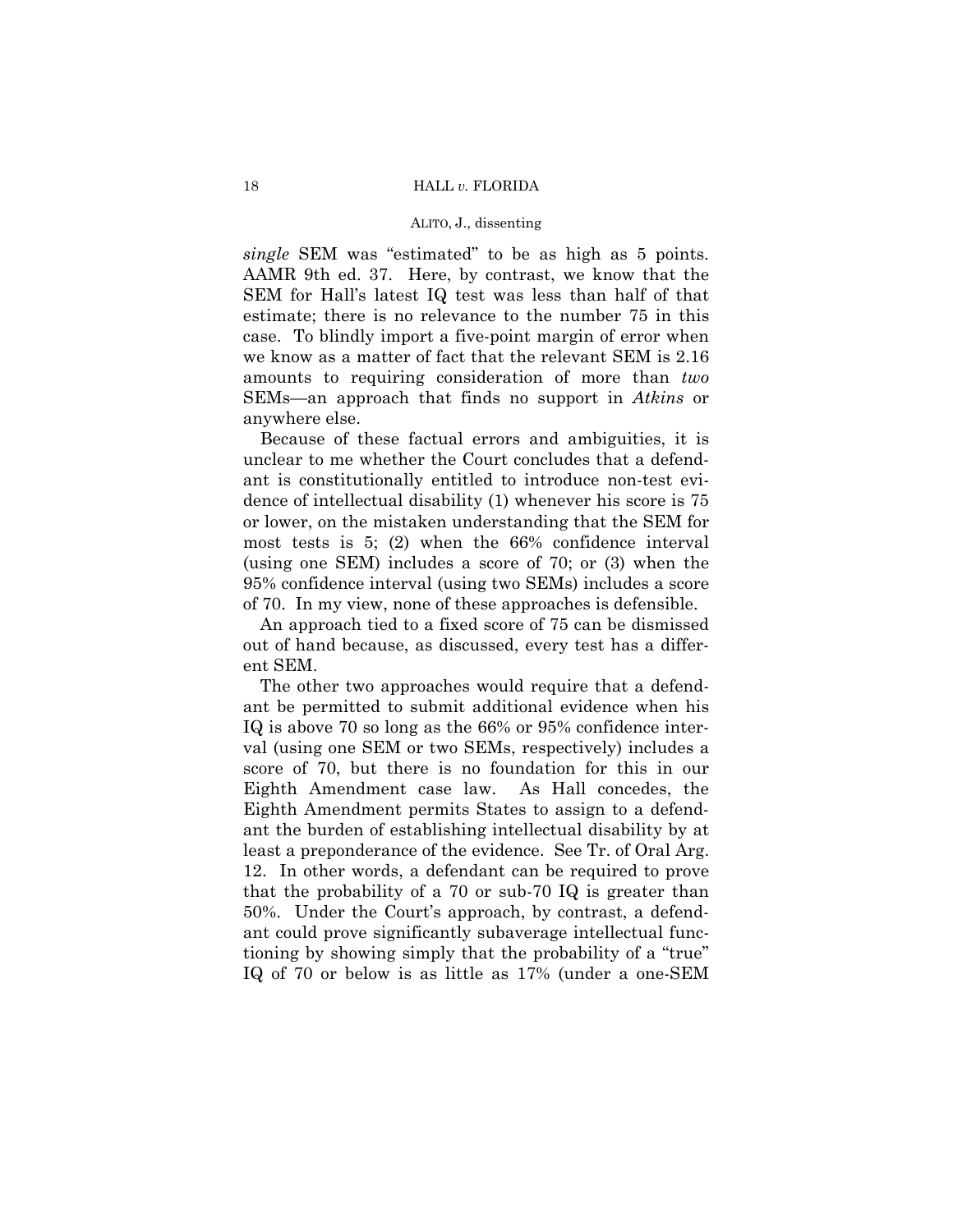*single* SEM was "estimated" to be as high as 5 points. AAMR 9th ed. 37. Here, by contrast, we know that the SEM for Hall's latest IQ test was less than half of that estimate; there is no relevance to the number 75 in this case. To blindly import a five-point margin of error when we know as a matter of fact that the relevant SEM is 2.16 amounts to requiring consideration of more than *two* SEMs—an approach that finds no support in *Atkins* or anywhere else.

Because of these factual errors and ambiguities, it is unclear to me whether the Court concludes that a defendant is constitutionally entitled to introduce non-test evidence of intellectual disability (1) whenever his score is 75 or lower, on the mistaken understanding that the SEM for most tests is 5; (2) when the 66% confidence interval (using one SEM) includes a score of 70; or (3) when the 95% confidence interval (using two SEMs) includes a score of 70. In my view, none of these approaches is defensible.

An approach tied to a fixed score of 75 can be dismissed out of hand because, as discussed, every test has a different SEM.

The other two approaches would require that a defendant be permitted to submit additional evidence when his IQ is above 70 so long as the 66% or 95% confidence interval (using one SEM or two SEMs, respectively) includes a score of 70, but there is no foundation for this in our Eighth Amendment case law. As Hall concedes, the Eighth Amendment permits States to assign to a defendant the burden of establishing intellectual disability by at least a preponderance of the evidence. See Tr. of Oral Arg. 12. In other words, a defendant can be required to prove that the probability of a 70 or sub-70 IQ is greater than 50%. Under the Court's approach, by contrast, a defendant could prove significantly subaverage intellectual functioning by showing simply that the probability of a "true" IQ of 70 or below is as little as 17% (under a one-SEM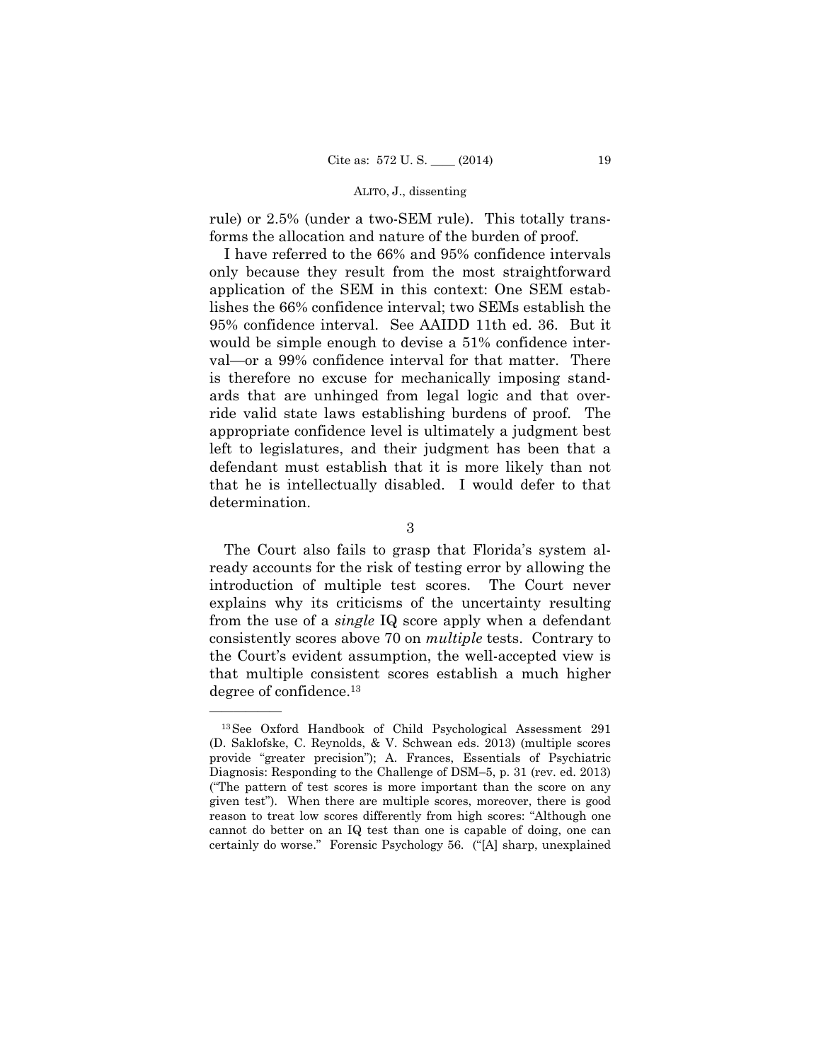rule) or 2.5% (under a two-SEM rule). This totally transforms the allocation and nature of the burden of proof.

I have referred to the 66% and 95% confidence intervals only because they result from the most straightforward application of the SEM in this context: One SEM establishes the 66% confidence interval; two SEMs establish the 95% confidence interval. See AAIDD 11th ed. 36. But it would be simple enough to devise a 51% confidence interval—or a 99% confidence interval for that matter. There is therefore no excuse for mechanically imposing standards that are unhinged from legal logic and that override valid state laws establishing burdens of proof. The appropriate confidence level is ultimately a judgment best left to legislatures, and their judgment has been that a defendant must establish that it is more likely than not that he is intellectually disabled. I would defer to that determination.

3

The Court also fails to grasp that Florida's system already accounts for the risk of testing error by allowing the introduction of multiple test scores. The Court never explains why its criticisms of the uncertainty resulting from the use of a *single* IQ score apply when a defendant consistently scores above 70 on *multiple* tests. Contrary to the Court's evident assumption, the well-accepted view is that multiple consistent scores establish a much higher degree of confidence.[13]

---

[13] See Oxford Handbook of Child Psychological Assessment 291 (D. Saklofske, C. Reynolds, & V. Schwean eds. 2013) (multiple scores provide "greater precision"); A. Frances, Essentials of Psychiatric Diagnosis: Responding to the Challenge of DSM–5, p. 31 (rev. ed. 2013) ("The pattern of test scores is more important than the score on any given test"). When there are multiple scores, moreover, there is good reason to treat low scores differently from high scores: "Although one cannot do better on an IQ test than one is capable of doing, one can certainly do worse." Forensic Psychology 56. ("[A] sharp, unexplained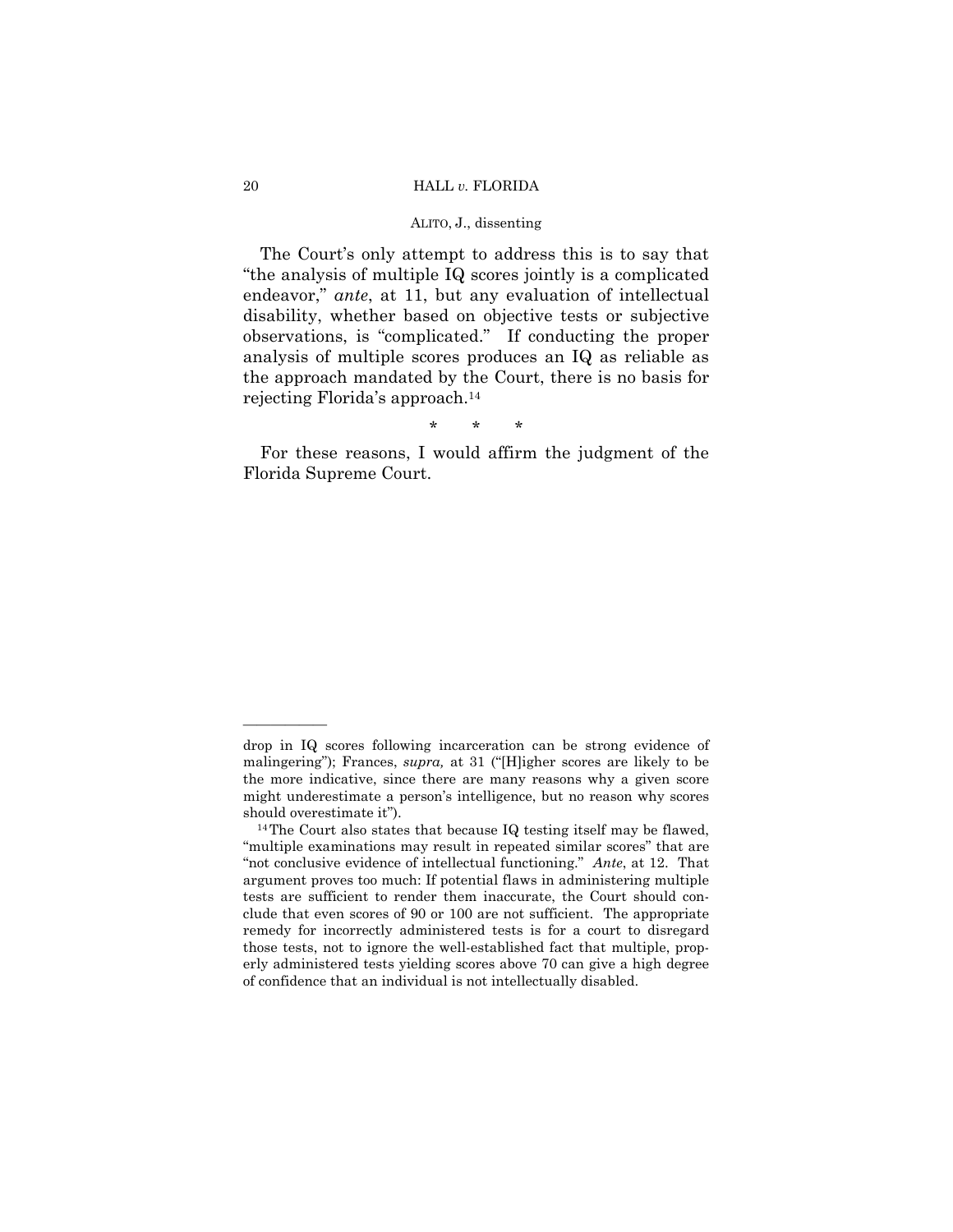The Court's only attempt to address this is to say that "the analysis of multiple IQ scores jointly is a complicated endeavor," *ante*, at 11, but any evaluation of intellectual disability, whether based on objective tests or subjective observations, is "complicated." If conducting the proper analysis of multiple scores produces an IQ as reliable as the approach mandated by the Court, there is no basis for rejecting Florida's approach.[14]

\* \* \*

For these reasons, I would affirm the judgment of the Florida Supreme Court.

---

drop in IQ scores following incarceration can be strong evidence of malingering"); Frances, *supra,* at 31 ("[H]igher scores are likely to be the more indicative, since there are many reasons why a given score might underestimate a person's intelligence, but no reason why scores should overestimate it").

[14] The Court also states that because IQ testing itself may be flawed, "multiple examinations may result in repeated similar scores" that are "not conclusive evidence of intellectual functioning." *Ante*, at 12. That argument proves too much: If potential flaws in administering multiple tests are sufficient to render them inaccurate, the Court should conclude that even scores of 90 or 100 are not sufficient. The appropriate remedy for incorrectly administered tests is for a court to disregard those tests, not to ignore the well-established fact that multiple, properly administered tests yielding scores above 70 can give a high degree of confidence that an individual is not intellectually disabled.